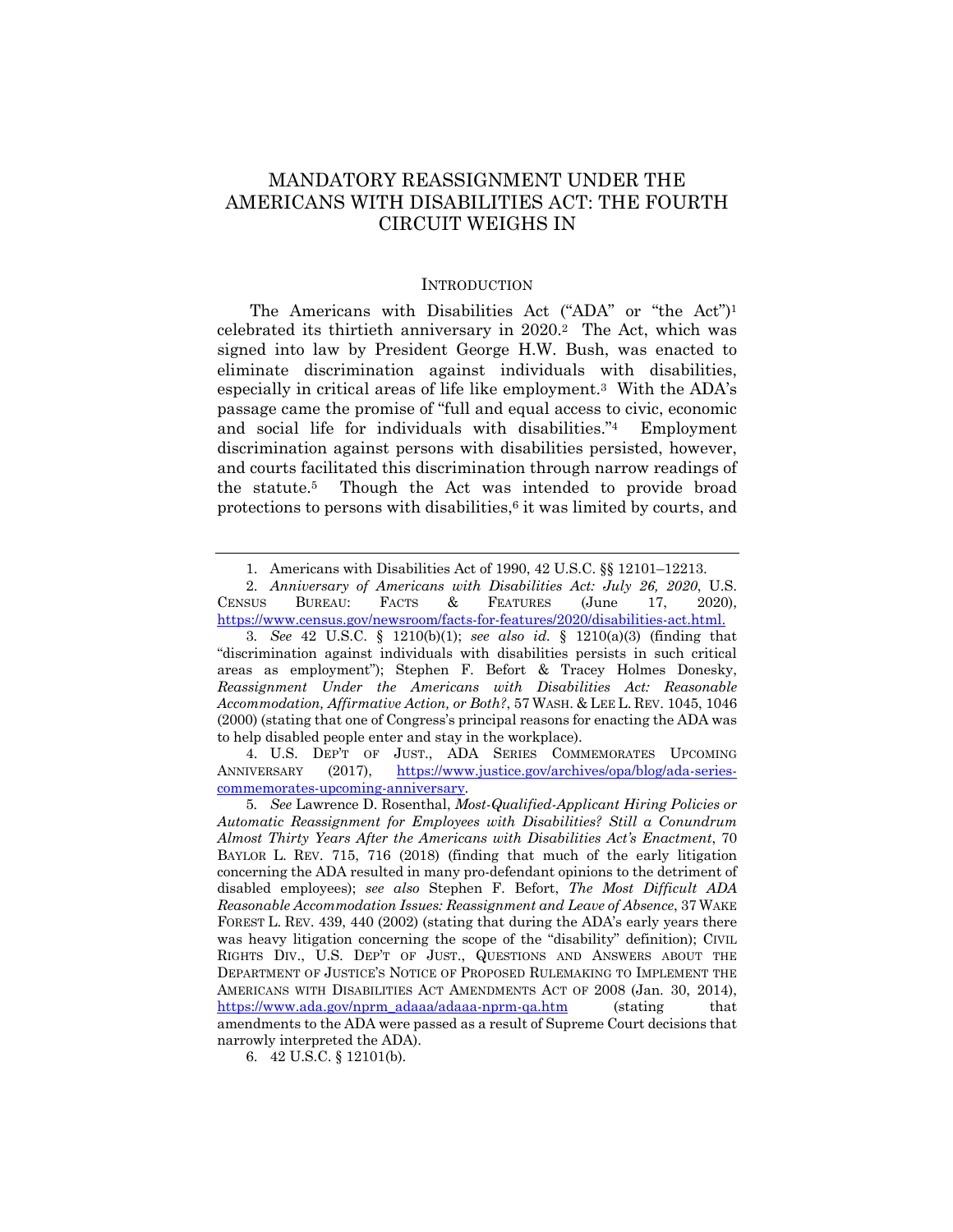# MANDATORY REASSIGNMENT UNDER THE AMERICANS WITH DISABILITIES ACT: THE FOURTH CIRCUIT WEIGHS IN

## INTRODUCTION

The Americans with Disabilities Act ("ADA" or "the Act")[1] celebrated its thirtieth anniversary in 2020.[2] The Act, which was signed into law by President George H.W. Bush, was enacted to eliminate discrimination against individuals with disabilities, especially in critical areas of life like employment.[3] With the ADA's passage came the promise of "full and equal access to civic, economic and social life for individuals with disabilities."[4] Employment discrimination against persons with disabilities persisted, however, and courts facilitated this discrimination through narrow readings of the statute.[5] Though the Act was intended to provide broad protections to persons with disabilities,[6] it was limited by courts, and

---

1. Americans with Disabilities Act of 1990, 42 U.S.C. §§ 12101–12213.

2. *Anniversary of Americans with Disabilities Act: July 26, 2020*, U.S. CENSUS BUREAU: FACTS & FEATURES (June 17, 2020), https://www.census.gov/newsroom/facts-for-features/2020/disabilities-act.html.

3. *See* 42 U.S.C. § 1210(b)(1); *see also id.* § 1210(a)(3) (finding that "discrimination against individuals with disabilities persists in such critical areas as employment"); Stephen F. Befort & Tracey Holmes Donesky, *Reassignment Under the Americans with Disabilities Act: Reasonable Accommodation, Affirmative Action, or Both?*, 57 WASH. & LEE L. REV. 1045, 1046 (2000) (stating that one of Congress's principal reasons for enacting the ADA was to help disabled people enter and stay in the workplace).

4. U.S. DEP'T OF JUST., ADA SERIES COMMEMORATES UPCOMING ANNIVERSARY (2017), https://www.justice.gov/archives/opa/blog/ada-series-commemorates-upcoming-anniversary.

5. *See* Lawrence D. Rosenthal, *Most-Qualified-Applicant Hiring Policies or Automatic Reassignment for Employees with Disabilities? Still a Conundrum Almost Thirty Years After the Americans with Disabilities Act's Enactment*, 70 BAYLOR L. REV. 715, 716 (2018) (finding that much of the early litigation concerning the ADA resulted in many pro-defendant opinions to the detriment of disabled employees); *see also* Stephen F. Befort, *The Most Difficult ADA Reasonable Accommodation Issues: Reassignment and Leave of Absence*, 37 WAKE FOREST L. REV. 439, 440 (2002) (stating that during the ADA's early years there was heavy litigation concerning the scope of the "disability" definition); CIVIL RIGHTS DIV., U.S. DEP'T OF JUST., QUESTIONS AND ANSWERS ABOUT THE DEPARTMENT OF JUSTICE'S NOTICE OF PROPOSED RULEMAKING TO IMPLEMENT THE AMERICANS WITH DISABILITIES ACT AMENDMENTS ACT OF 2008 (Jan. 30, 2014), https://www.ada.gov/nprm_adaaa/adaaa-nprm-qa.htm (stating that amendments to the ADA were passed as a result of Supreme Court decisions that narrowly interpreted the ADA).

6. 42 U.S.C. § 12101(b).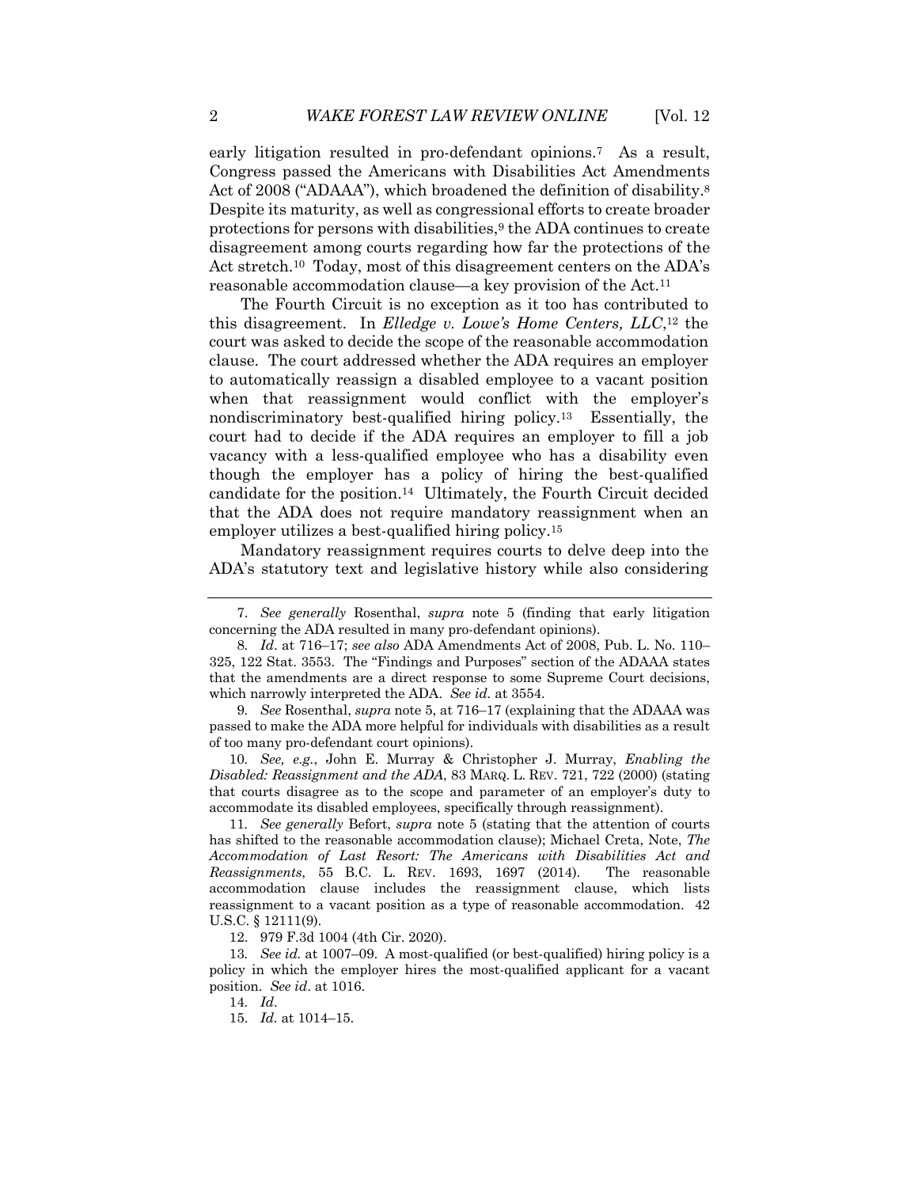early litigation resulted in pro-defendant opinions.[7] As a result, Congress passed the Americans with Disabilities Act Amendments Act of 2008 ("ADAAA"), which broadened the definition of disability.[8] Despite its maturity, as well as congressional efforts to create broader protections for persons with disabilities,[9] the ADA continues to create disagreement among courts regarding how far the protections of the Act stretch.[10] Today, most of this disagreement centers on the ADA's reasonable accommodation clause—a key provision of the Act.[11]

The Fourth Circuit is no exception as it too has contributed to this disagreement. In *Elledge v. Lowe's Home Centers, LLC*,[12] the court was asked to decide the scope of the reasonable accommodation clause. The court addressed whether the ADA requires an employer to automatically reassign a disabled employee to a vacant position when that reassignment would conflict with the employer's nondiscriminatory best-qualified hiring policy.[13] Essentially, the court had to decide if the ADA requires an employer to fill a job vacancy with a less-qualified employee who has a disability even though the employer has a policy of hiring the best-qualified candidate for the position.[14] Ultimately, the Fourth Circuit decided that the ADA does not require mandatory reassignment when an employer utilizes a best-qualified hiring policy.[15]

Mandatory reassignment requires courts to delve deep into the ADA's statutory text and legislative history while also considering

---

7. *See generally* Rosenthal, *supra* note 5 (finding that early litigation concerning the ADA resulted in many pro-defendant opinions).

8. *Id*. at 716–17; *see also* ADA Amendments Act of 2008, Pub. L. No. 110–325, 122 Stat. 3553. The "Findings and Purposes" section of the ADAAA states that the amendments are a direct response to some Supreme Court decisions, which narrowly interpreted the ADA. *See id.* at 3554.

9. *See* Rosenthal, *supra* note 5, at 716–17 (explaining that the ADAAA was passed to make the ADA more helpful for individuals with disabilities as a result of too many pro-defendant court opinions).

10. *See, e.g.*, John E. Murray & Christopher J. Murray, *Enabling the Disabled: Reassignment and the ADA*, 83 MARQ. L. REV. 721, 722 (2000) (stating that courts disagree as to the scope and parameter of an employer's duty to accommodate its disabled employees, specifically through reassignment).

11. *See generally* Befort, *supra* note 5 (stating that the attention of courts has shifted to the reasonable accommodation clause); Michael Creta, Note, *The Accommodation of Last Resort: The Americans with Disabilities Act and Reassignments*, 55 B.C. L. REV. 1693, 1697 (2014). The reasonable accommodation clause includes the reassignment clause, which lists reassignment to a vacant position as a type of reasonable accommodation. 42 U.S.C. § 12111(9).

12. 979 F.3d 1004 (4th Cir. 2020).

13. *See id.* at 1007–09. A most-qualified (or best-qualified) hiring policy is a policy in which the employer hires the most-qualified applicant for a vacant position. *See id*. at 1016.

14. *Id*.

15. *Id.* at 1014–15.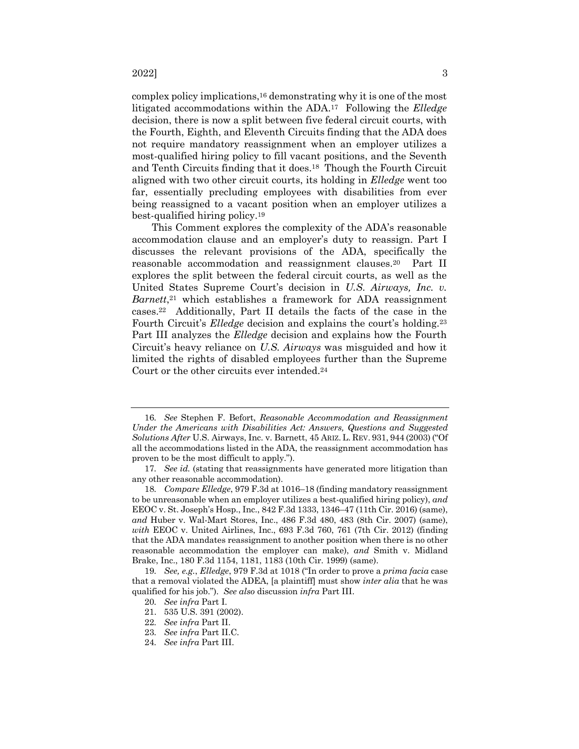complex policy implications,[16] demonstrating why it is one of the most litigated accommodations within the ADA.[17] Following the *Elledge* decision, there is now a split between five federal circuit courts, with the Fourth, Eighth, and Eleventh Circuits finding that the ADA does not require mandatory reassignment when an employer utilizes a most-qualified hiring policy to fill vacant positions, and the Seventh and Tenth Circuits finding that it does.[18] Though the Fourth Circuit aligned with two other circuit courts, its holding in *Elledge* went too far, essentially precluding employees with disabilities from ever being reassigned to a vacant position when an employer utilizes a best-qualified hiring policy.[19]

This Comment explores the complexity of the ADA's reasonable accommodation clause and an employer's duty to reassign. Part I discusses the relevant provisions of the ADA, specifically the reasonable accommodation and reassignment clauses.[20] Part II explores the split between the federal circuit courts, as well as the United States Supreme Court's decision in *U.S. Airways, Inc. v. Barnett*,[21] which establishes a framework for ADA reassignment cases.[22] Additionally, Part II details the facts of the case in the Fourth Circuit's *Elledge* decision and explains the court's holding.[23] Part III analyzes the *Elledge* decision and explains how the Fourth Circuit's heavy reliance on *U.S. Airways* was misguided and how it limited the rights of disabled employees further than the Supreme Court or the other circuits ever intended.[24]

---

16. *See* Stephen F. Befort, *Reasonable Accommodation and Reassignment Under the Americans with Disabilities Act: Answers, Questions and Suggested Solutions After* U.S. Airways, Inc. v. Barnett, 45 ARIZ. L. REV. 931, 944 (2003) ("Of all the accommodations listed in the ADA, the reassignment accommodation has proven to be the most difficult to apply.").

17. *See id.* (stating that reassignments have generated more litigation than any other reasonable accommodation).

18. *Compare Elledge*, 979 F.3d at 1016–18 (finding mandatory reassignment to be unreasonable when an employer utilizes a best-qualified hiring policy), *and* EEOC v. St. Joseph's Hosp., Inc., 842 F.3d 1333, 1346–47 (11th Cir. 2016) (same), *and* Huber v. Wal-Mart Stores, Inc., 486 F.3d 480, 483 (8th Cir. 2007) (same), *with* EEOC v. United Airlines, Inc., 693 F.3d 760, 761 (7th Cir. 2012) (finding that the ADA mandates reassignment to another position when there is no other reasonable accommodation the employer can make), *and* Smith v. Midland Brake, Inc., 180 F.3d 1154, 1181, 1183 (10th Cir. 1999) (same).

19. *See, e.g.*, *Elledge*, 979 F.3d at 1018 ("In order to prove a *prima facia* case that a removal violated the ADEA, [a plaintiff] must show *inter alia* that he was qualified for his job."). *See also* discussion *infra* Part III.

20. *See infra* Part I.

21. 535 U.S. 391 (2002).

22. *See infra* Part II.

23. *See infra* Part II.C.

24. *See infra* Part III.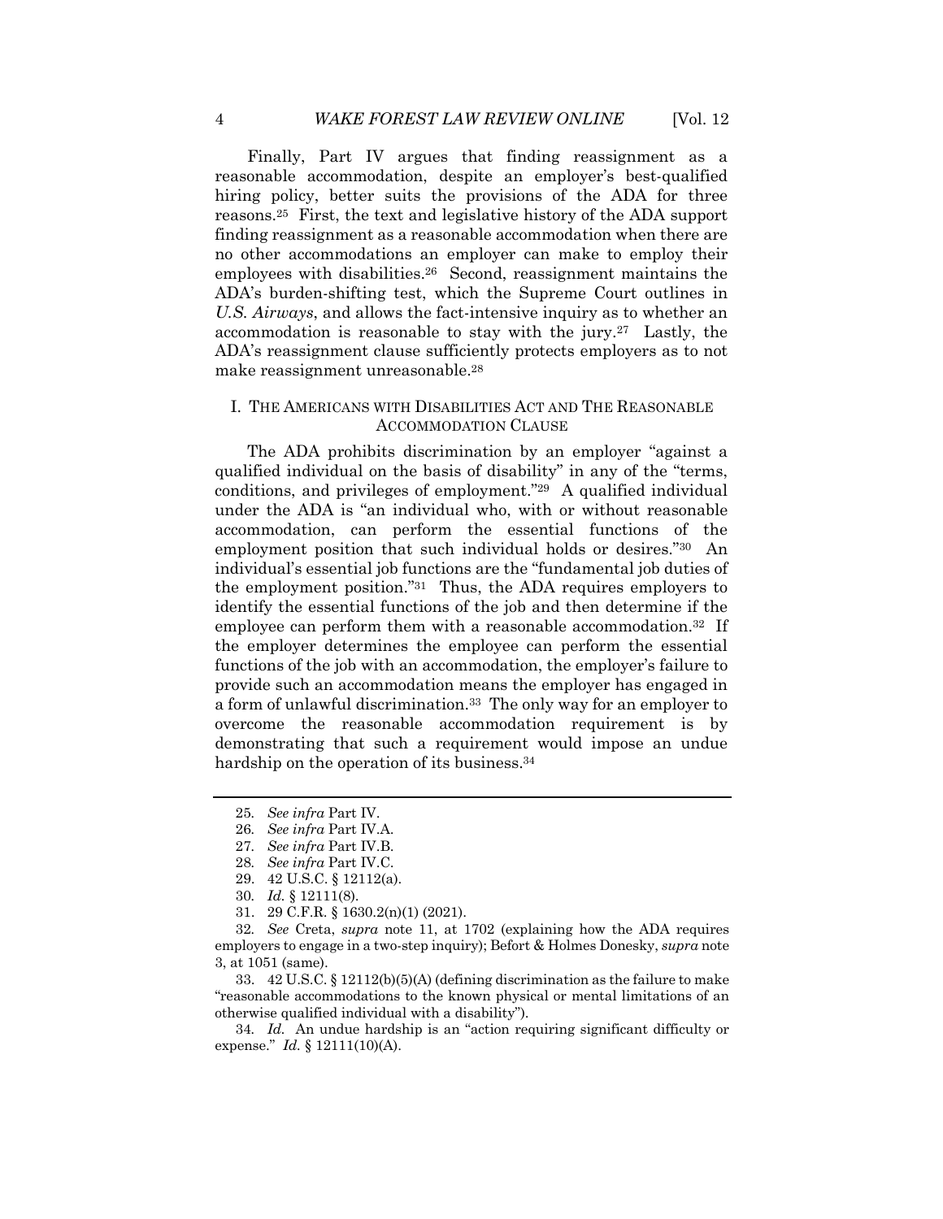Finally, Part IV argues that finding reassignment as a reasonable accommodation, despite an employer's best-qualified hiring policy, better suits the provisions of the ADA for three reasons.[25] First, the text and legislative history of the ADA support finding reassignment as a reasonable accommodation when there are no other accommodations an employer can make to employ their employees with disabilities.[26] Second, reassignment maintains the ADA's burden-shifting test, which the Supreme Court outlines in *U.S. Airways*, and allows the fact-intensive inquiry as to whether an accommodation is reasonable to stay with the jury.[27] Lastly, the ADA's reassignment clause sufficiently protects employers as to not make reassignment unreasonable.[28]

## I. THE AMERICANS WITH DISABILITIES ACT AND THE REASONABLE ACCOMMODATION CLAUSE

The ADA prohibits discrimination by an employer "against a qualified individual on the basis of disability" in any of the "terms, conditions, and privileges of employment."[29] A qualified individual under the ADA is "an individual who, with or without reasonable accommodation, can perform the essential functions of the employment position that such individual holds or desires."[30] An individual's essential job functions are the "fundamental job duties of the employment position."[31] Thus, the ADA requires employers to identify the essential functions of the job and then determine if the employee can perform them with a reasonable accommodation.[32] If the employer determines the employee can perform the essential functions of the job with an accommodation, the employer's failure to provide such an accommodation means the employer has engaged in a form of unlawful discrimination.[33] The only way for an employer to overcome the reasonable accommodation requirement is by demonstrating that such a requirement would impose an undue hardship on the operation of its business.[34]

---

25. *See infra* Part IV.
26. *See infra* Part IV.A.
27. *See infra* Part IV.B.
28. *See infra* Part IV.C.
29. 42 U.S.C. § 12112(a).
30. *Id.* § 12111(8).
31. 29 C.F.R. § 1630.2(n)(1) (2021).
32. *See* Creta, *supra* note 11, at 1702 (explaining how the ADA requires employers to engage in a two-step inquiry); Befort & Holmes Donesky, *supra* note 3, at 1051 (same).
33. 42 U.S.C. § 12112(b)(5)(A) (defining discrimination as the failure to make "reasonable accommodations to the known physical or mental limitations of an otherwise qualified individual with a disability").
34. *Id.* An undue hardship is an "action requiring significant difficulty or expense." *Id.* § 12111(10)(A).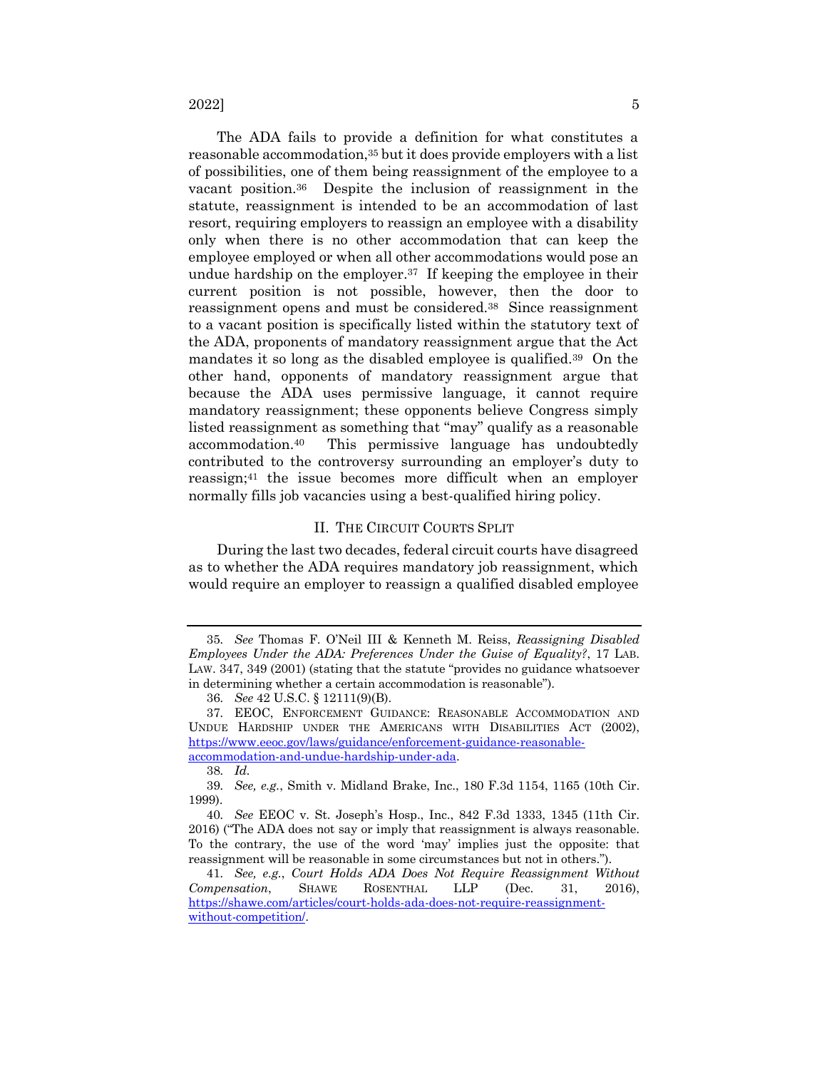The ADA fails to provide a definition for what constitutes a reasonable accommodation,[35] but it does provide employers with a list of possibilities, one of them being reassignment of the employee to a vacant position.[36] Despite the inclusion of reassignment in the statute, reassignment is intended to be an accommodation of last resort, requiring employers to reassign an employee with a disability only when there is no other accommodation that can keep the employee employed or when all other accommodations would pose an undue hardship on the employer.[37] If keeping the employee in their current position is not possible, however, then the door to reassignment opens and must be considered.[38] Since reassignment to a vacant position is specifically listed within the statutory text of the ADA, proponents of mandatory reassignment argue that the Act mandates it so long as the disabled employee is qualified.[39] On the other hand, opponents of mandatory reassignment argue that because the ADA uses permissive language, it cannot require mandatory reassignment; these opponents believe Congress simply listed reassignment as something that "may" qualify as a reasonable accommodation.[40] This permissive language has undoubtedly contributed to the controversy surrounding an employer's duty to reassign;[41] the issue becomes more difficult when an employer normally fills job vacancies using a best-qualified hiring policy.

## II. THE CIRCUIT COURTS SPLIT

During the last two decades, federal circuit courts have disagreed as to whether the ADA requires mandatory job reassignment, which would require an employer to reassign a qualified disabled employee

---

35. *See* Thomas F. O'Neil III & Kenneth M. Reiss, *Reassigning Disabled Employees Under the ADA: Preferences Under the Guise of Equality?*, 17 LAB. LAW. 347, 349 (2001) (stating that the statute "provides no guidance whatsoever in determining whether a certain accommodation is reasonable").

36. *See* 42 U.S.C. § 12111(9)(B).

37. EEOC, ENFORCEMENT GUIDANCE: REASONABLE ACCOMMODATION AND UNDUE HARDSHIP UNDER THE AMERICANS WITH DISABILITIES ACT (2002), https://www.eeoc.gov/laws/guidance/enforcement-guidance-reasonable-accommodation-and-undue-hardship-under-ada.

38. *Id.*

39. *See, e.g.*, Smith v. Midland Brake, Inc., 180 F.3d 1154, 1165 (10th Cir. 1999).

40. *See* EEOC v. St. Joseph's Hosp., Inc., 842 F.3d 1333, 1345 (11th Cir. 2016) ("The ADA does not say or imply that reassignment is always reasonable. To the contrary, the use of the word 'may' implies just the opposite: that reassignment will be reasonable in some circumstances but not in others.").

41. *See, e.g.*, *Court Holds ADA Does Not Require Reassignment Without Compensation*, SHAWE ROSENTHAL LLP (Dec. 31, 2016), https://shawe.com/articles/court-holds-ada-does-not-require-reassignment-without-competition/.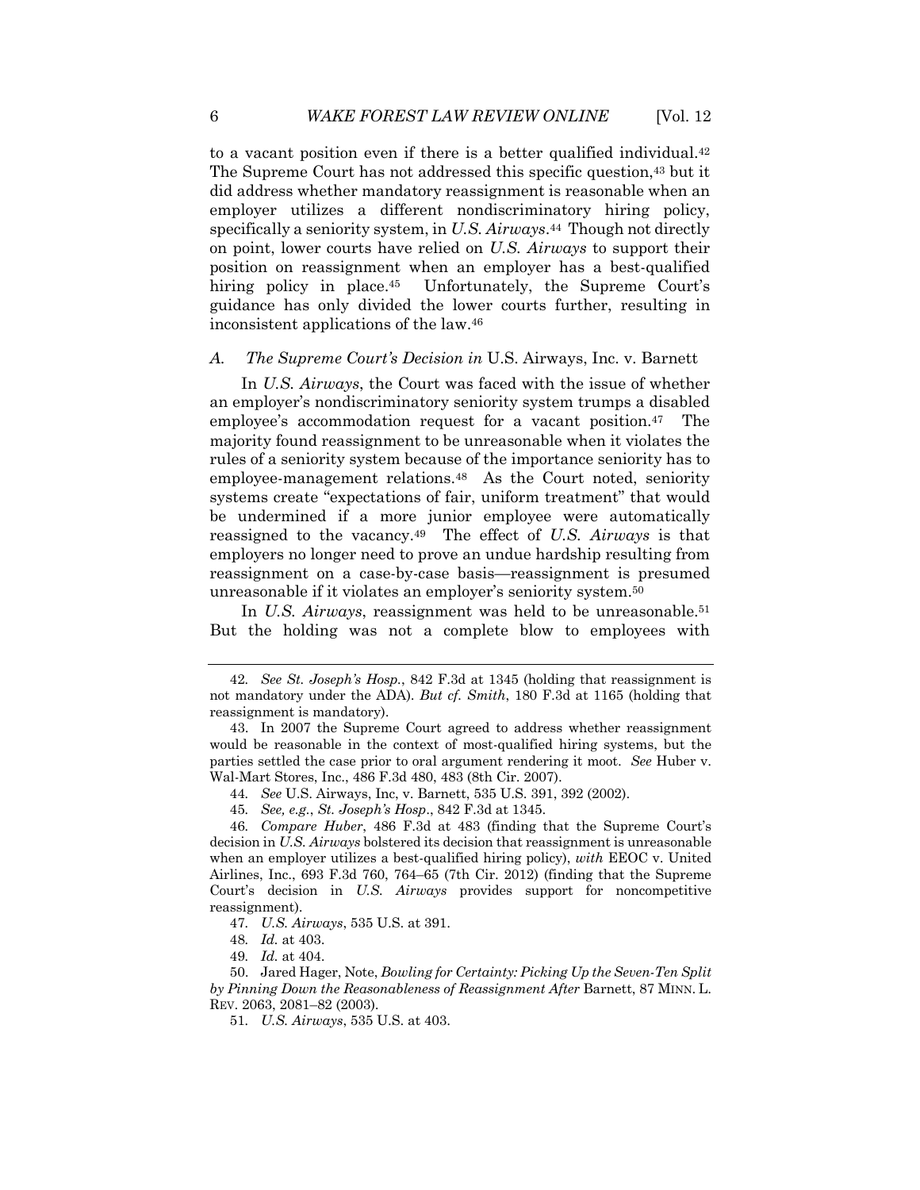to a vacant position even if there is a better qualified individual.[42] The Supreme Court has not addressed this specific question,[43] but it did address whether mandatory reassignment is reasonable when an employer utilizes a different nondiscriminatory hiring policy, specifically a seniority system, in *U.S. Airways*.[44] Though not directly on point, lower courts have relied on *U.S. Airways* to support their position on reassignment when an employer has a best-qualified hiring policy in place.[45] Unfortunately, the Supreme Court's guidance has only divided the lower courts further, resulting in inconsistent applications of the law.[46]

### *A. The Supreme Court's Decision in* U.S. Airways, Inc. v. Barnett

In *U.S. Airways*, the Court was faced with the issue of whether an employer's nondiscriminatory seniority system trumps a disabled employee's accommodation request for a vacant position.[47] The majority found reassignment to be unreasonable when it violates the rules of a seniority system because of the importance seniority has to employee-management relations.[48] As the Court noted, seniority systems create "expectations of fair, uniform treatment" that would be undermined if a more junior employee were automatically reassigned to the vacancy.[49] The effect of *U.S. Airways* is that employers no longer need to prove an undue hardship resulting from reassignment on a case-by-case basis—reassignment is presumed unreasonable if it violates an employer's seniority system.[50]

In *U.S. Airways*, reassignment was held to be unreasonable.[51] But the holding was not a complete blow to employees with

---

42. *See St. Joseph's Hosp.*, 842 F.3d at 1345 (holding that reassignment is not mandatory under the ADA). *But cf. Smith*, 180 F.3d at 1165 (holding that reassignment is mandatory).

43. In 2007 the Supreme Court agreed to address whether reassignment would be reasonable in the context of most-qualified hiring systems, but the parties settled the case prior to oral argument rendering it moot. *See* Huber v. Wal-Mart Stores, Inc., 486 F.3d 480, 483 (8th Cir. 2007).

44. *See* U.S. Airways, Inc, v. Barnett, 535 U.S. 391, 392 (2002).

45. *See, e.g.*, *St. Joseph's Hosp*., 842 F.3d at 1345.

46. *Compare Huber*, 486 F.3d at 483 (finding that the Supreme Court's decision in *U.S. Airways* bolstered its decision that reassignment is unreasonable when an employer utilizes a best-qualified hiring policy), *with* EEOC v. United Airlines, Inc., 693 F.3d 760, 764–65 (7th Cir. 2012) (finding that the Supreme Court's decision in *U.S. Airways* provides support for noncompetitive reassignment).

47. *U.S. Airways*, 535 U.S. at 391.

48. *Id.* at 403.

49. *Id.* at 404.

50. Jared Hager, Note, *Bowling for Certainty: Picking Up the Seven-Ten Split by Pinning Down the Reasonableness of Reassignment After* Barnett, 87 MINN. L. REV. 2063, 2081–82 (2003).

51. *U.S. Airways*, 535 U.S. at 403.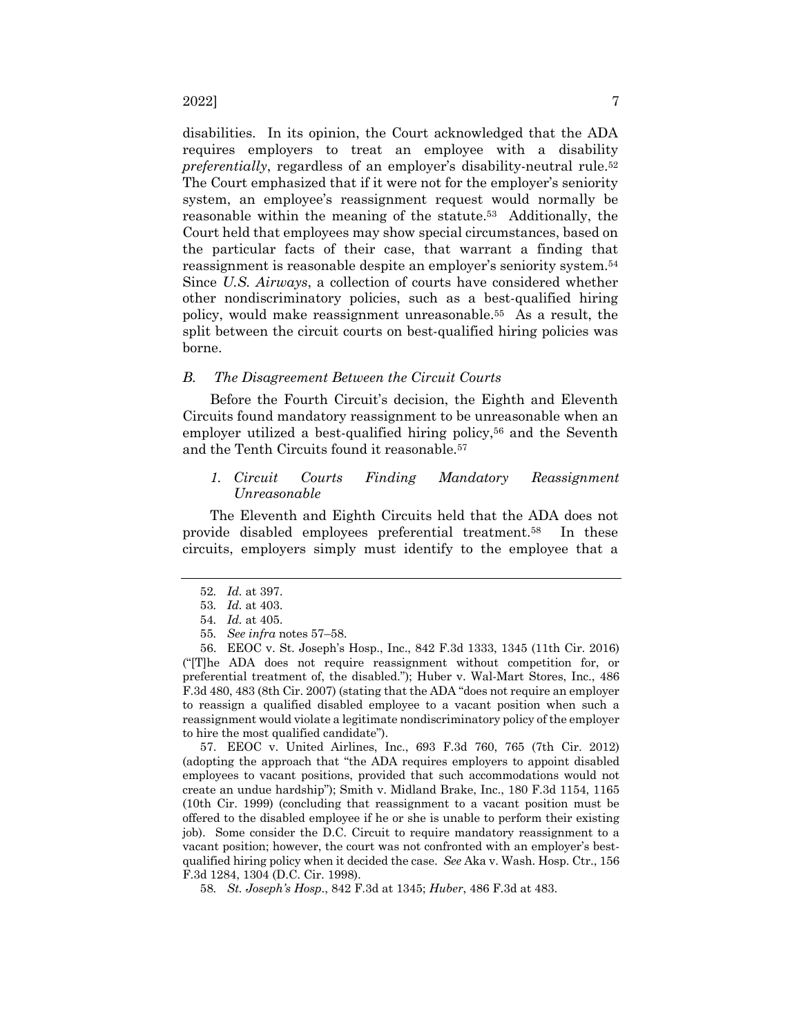disabilities. In its opinion, the Court acknowledged that the ADA requires employers to treat an employee with a disability *preferentially*, regardless of an employer's disability-neutral rule.[52] The Court emphasized that if it were not for the employer's seniority system, an employee's reassignment request would normally be reasonable within the meaning of the statute.[53] Additionally, the Court held that employees may show special circumstances, based on the particular facts of their case, that warrant a finding that reassignment is reasonable despite an employer's seniority system.[54] Since *U.S. Airways*, a collection of courts have considered whether other nondiscriminatory policies, such as a best-qualified hiring policy, would make reassignment unreasonable.[55] As a result, the split between the circuit courts on best-qualified hiring policies was borne.

### *B. The Disagreement Between the Circuit Courts*

Before the Fourth Circuit's decision, the Eighth and Eleventh Circuits found mandatory reassignment to be unreasonable when an employer utilized a best-qualified hiring policy,[56] and the Seventh and the Tenth Circuits found it reasonable.[57]

#### *1. Circuit Courts Finding Mandatory Reassignment Unreasonable*

The Eleventh and Eighth Circuits held that the ADA does not provide disabled employees preferential treatment.[58] In these circuits, employers simply must identify to the employee that a

---

52. *Id.* at 397.

53. *Id.* at 403.

54. *Id.* at 405.

55. *See infra* notes 57–58.

56. EEOC v. St. Joseph's Hosp., Inc., 842 F.3d 1333, 1345 (11th Cir. 2016) ("[T]he ADA does not require reassignment without competition for, or preferential treatment of, the disabled."); Huber v. Wal-Mart Stores, Inc., 486 F.3d 480, 483 (8th Cir. 2007) (stating that the ADA "does not require an employer to reassign a qualified disabled employee to a vacant position when such a reassignment would violate a legitimate nondiscriminatory policy of the employer to hire the most qualified candidate").

57. EEOC v. United Airlines, Inc., 693 F.3d 760, 765 (7th Cir. 2012) (adopting the approach that "the ADA requires employers to appoint disabled employees to vacant positions, provided that such accommodations would not create an undue hardship"); Smith v. Midland Brake, Inc., 180 F.3d 1154, 1165 (10th Cir. 1999) (concluding that reassignment to a vacant position must be offered to the disabled employee if he or she is unable to perform their existing job). Some consider the D.C. Circuit to require mandatory reassignment to a vacant position; however, the court was not confronted with an employer's best-qualified hiring policy when it decided the case. *See* Aka v. Wash. Hosp. Ctr., 156 F.3d 1284, 1304 (D.C. Cir. 1998).

58. *St. Joseph's Hosp.*, 842 F.3d at 1345; *Huber*, 486 F.3d at 483.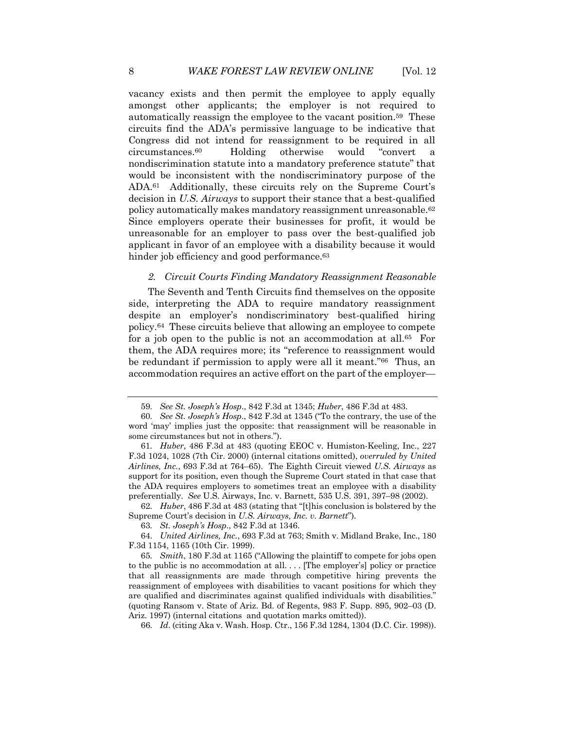vacancy exists and then permit the employee to apply equally amongst other applicants; the employer is not required to automatically reassign the employee to the vacant position.[59] These circuits find the ADA's permissive language to be indicative that Congress did not intend for reassignment to be required in all circumstances.[60] Holding otherwise would "convert a nondiscrimination statute into a mandatory preference statute" that would be inconsistent with the nondiscriminatory purpose of the ADA.[61] Additionally, these circuits rely on the Supreme Court's decision in *U.S. Airways* to support their stance that a best-qualified policy automatically makes mandatory reassignment unreasonable.[62] Since employers operate their businesses for profit, it would be unreasonable for an employer to pass over the best-qualified job applicant in favor of an employee with a disability because it would hinder job efficiency and good performance.[63]

### *2. Circuit Courts Finding Mandatory Reassignment Reasonable*

The Seventh and Tenth Circuits find themselves on the opposite side, interpreting the ADA to require mandatory reassignment despite an employer's nondiscriminatory best-qualified hiring policy.[64] These circuits believe that allowing an employee to compete for a job open to the public is not an accommodation at all.[65] For them, the ADA requires more; its "reference to reassignment would be redundant if permission to apply were all it meant."[66] Thus, an accommodation requires an active effort on the part of the employer—

---

59. *See St. Joseph's Hosp.*, 842 F.3d at 1345; *Huber*, 486 F.3d at 483.

60. *See St. Joseph's Hosp.*, 842 F.3d at 1345 ("To the contrary, the use of the word 'may' implies just the opposite: that reassignment will be reasonable in some circumstances but not in others.").

61. *Huber*, 486 F.3d at 483 (quoting EEOC v. Humiston-Keeling, Inc., 227 F.3d 1024, 1028 (7th Cir. 2000) (internal citations omitted), *overruled by United Airlines, Inc.*, 693 F.3d at 764–65). The Eighth Circuit viewed *U.S. Airways* as support for its position, even though the Supreme Court stated in that case that the ADA requires employers to sometimes treat an employee with a disability preferentially. *See* U.S. Airways, Inc. v. Barnett, 535 U.S. 391, 397–98 (2002).

62. *Huber*, 486 F.3d at 483 (stating that "[t]his conclusion is bolstered by the Supreme Court's decision in *U.S. Airways, Inc. v. Barnett*").

63. *St. Joseph's Hosp.*, 842 F.3d at 1346.

64. *United Airlines, Inc.*, 693 F.3d at 763; Smith v. Midland Brake, Inc., 180 F.3d 1154, 1165 (10th Cir. 1999).

65. *Smith*, 180 F.3d at 1165 ("Allowing the plaintiff to compete for jobs open to the public is no accommodation at all. . . . [The employer's] policy or practice that all reassignments are made through competitive hiring prevents the reassignment of employees with disabilities to vacant positions for which they are qualified and discriminates against qualified individuals with disabilities." (quoting Ransom v. State of Ariz. Bd. of Regents, 983 F. Supp. 895, 902–03 (D. Ariz. 1997) (internal citations and quotation marks omitted)).

66. *Id*. (citing Aka v. Wash. Hosp. Ctr., 156 F.3d 1284, 1304 (D.C. Cir. 1998)).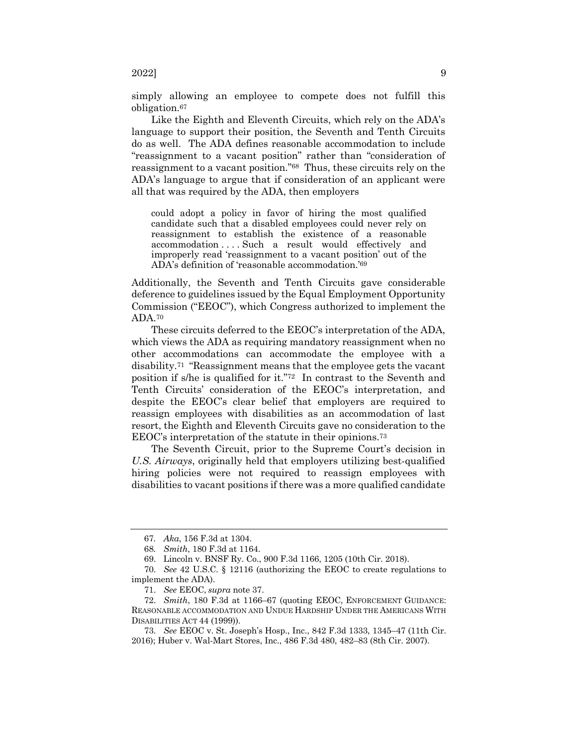simply allowing an employee to compete does not fulfill this obligation.[67]

Like the Eighth and Eleventh Circuits, which rely on the ADA's language to support their position, the Seventh and Tenth Circuits do as well. The ADA defines reasonable accommodation to include "reassignment to a vacant position" rather than "consideration of reassignment to a vacant position."[68] Thus, these circuits rely on the ADA's language to argue that if consideration of an applicant were all that was required by the ADA, then employers

> could adopt a policy in favor of hiring the most qualified candidate such that a disabled employees could never rely on reassignment to establish the existence of a reasonable accommodation . . . . Such a result would effectively and improperly read 'reassignment to a vacant position' out of the ADA's definition of 'reasonable accommodation.'[69]

Additionally, the Seventh and Tenth Circuits gave considerable deference to guidelines issued by the Equal Employment Opportunity Commission ("EEOC"), which Congress authorized to implement the ADA.[70]

These circuits deferred to the EEOC's interpretation of the ADA, which views the ADA as requiring mandatory reassignment when no other accommodations can accommodate the employee with a disability.[71] "Reassignment means that the employee gets the vacant position if s/he is qualified for it."[72] In contrast to the Seventh and Tenth Circuits' consideration of the EEOC's interpretation, and despite the EEOC's clear belief that employers are required to reassign employees with disabilities as an accommodation of last resort, the Eighth and Eleventh Circuits gave no consideration to the EEOC's interpretation of the statute in their opinions.[73]

The Seventh Circuit, prior to the Supreme Court's decision in *U.S. Airways*, originally held that employers utilizing best-qualified hiring policies were not required to reassign employees with disabilities to vacant positions if there was a more qualified candidate

---

67. *Aka*, 156 F.3d at 1304.

68. *Smith*, 180 F.3d at 1164.

69. Lincoln v. BNSF Ry. Co., 900 F.3d 1166, 1205 (10th Cir. 2018).

70. *See* 42 U.S.C. § 12116 (authorizing the EEOC to create regulations to implement the ADA).

71. *See* EEOC, *supra* note 37.

72. *Smith*, 180 F.3d at 1166–67 (quoting EEOC, ENFORCEMENT GUIDANCE: REASONABLE ACCOMMODATION AND UNDUE HARDSHIP UNDER THE AMERICANS WITH DISABILITIES ACT 44 (1999)).

73. *See* EEOC v. St. Joseph's Hosp., Inc., 842 F.3d 1333, 1345–47 (11th Cir. 2016); Huber v. Wal-Mart Stores, Inc., 486 F.3d 480, 482–83 (8th Cir. 2007).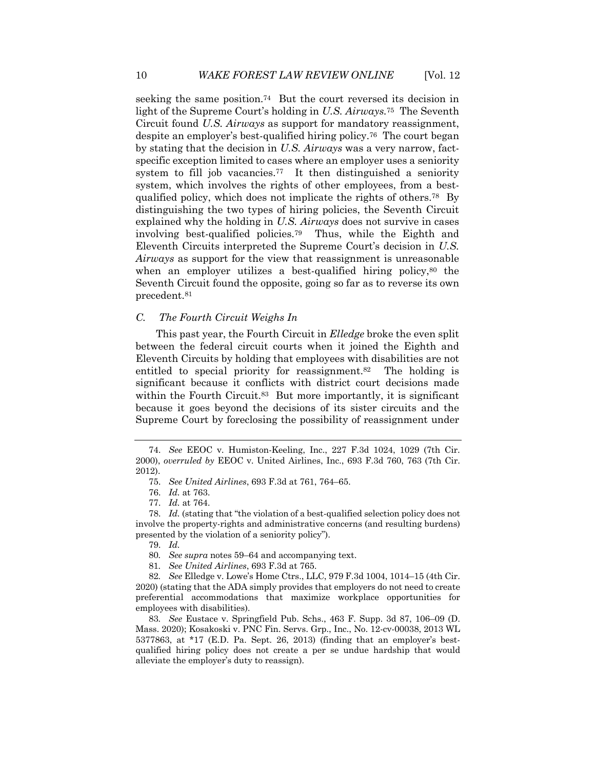seeking the same position.[74] But the court reversed its decision in light of the Supreme Court's holding in *U.S. Airways*.[75] The Seventh Circuit found *U.S. Airways* as support for mandatory reassignment, despite an employer's best-qualified hiring policy.[76] The court began by stating that the decision in *U.S. Airways* was a very narrow, fact-specific exception limited to cases where an employer uses a seniority system to fill job vacancies.[77] It then distinguished a seniority system, which involves the rights of other employees, from a best-qualified policy, which does not implicate the rights of others.[78] By distinguishing the two types of hiring policies, the Seventh Circuit explained why the holding in *U.S. Airways* does not survive in cases involving best-qualified policies.[79] Thus, while the Eighth and Eleventh Circuits interpreted the Supreme Court's decision in *U.S. Airways* as support for the view that reassignment is unreasonable when an employer utilizes a best-qualified hiring policy,[80] the Seventh Circuit found the opposite, going so far as to reverse its own precedent.[81]

### *C. The Fourth Circuit Weighs In*

This past year, the Fourth Circuit in *Elledge* broke the even split between the federal circuit courts when it joined the Eighth and Eleventh Circuits by holding that employees with disabilities are not entitled to special priority for reassignment.[82] The holding is significant because it conflicts with district court decisions made within the Fourth Circuit.[83] But more importantly, it is significant because it goes beyond the decisions of its sister circuits and the Supreme Court by foreclosing the possibility of reassignment under

---

74. *See* EEOC v. Humiston-Keeling, Inc., 227 F.3d 1024, 1029 (7th Cir. 2000), *overruled by* EEOC v. United Airlines, Inc., 693 F.3d 760, 763 (7th Cir. 2012).

75. *See United Airlines*, 693 F.3d at 761, 764–65.

76. *Id.* at 763.

77. *Id.* at 764.

78. *Id.* (stating that "the violation of a best-qualified selection policy does not involve the property-rights and administrative concerns (and resulting burdens) presented by the violation of a seniority policy").

79. *Id.*

80. *See supra* notes 59–64 and accompanying text.

81. *See United Airlines*, 693 F.3d at 765.

82. *See* Elledge v. Lowe's Home Ctrs., LLC, 979 F.3d 1004, 1014–15 (4th Cir. 2020) (stating that the ADA simply provides that employers do not need to create preferential accommodations that maximize workplace opportunities for employees with disabilities).

83. *See* Eustace v. Springfield Pub. Schs., 463 F. Supp. 3d 87, 106–09 (D. Mass. 2020); Kosakoski v. PNC Fin. Servs. Grp., Inc., No. 12-cv-00038, 2013 WL 5377863, at *17 (E.D. Pa. Sept. 26, 2013) (finding that an employer's best-qualified hiring policy does not create a per se undue hardship that would alleviate the employer's duty to reassign).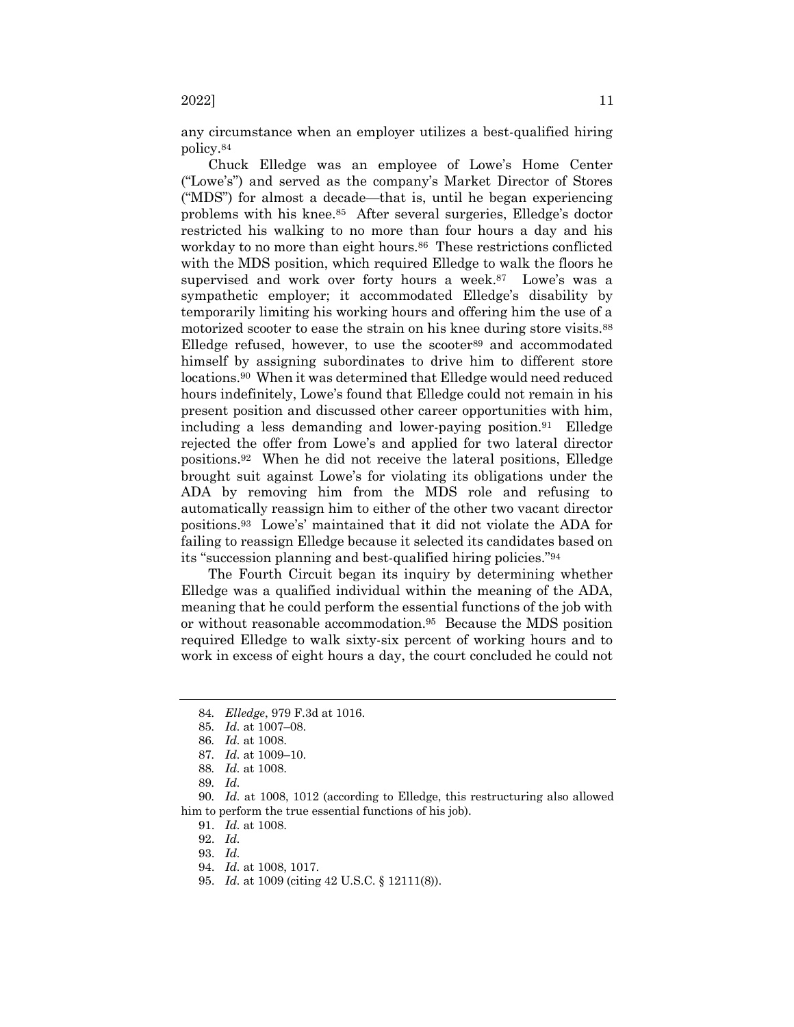any circumstance when an employer utilizes a best-qualified hiring policy.[84]

Chuck Elledge was an employee of Lowe's Home Center ("Lowe's") and served as the company's Market Director of Stores ("MDS") for almost a decade—that is, until he began experiencing problems with his knee.[85] After several surgeries, Elledge's doctor restricted his walking to no more than four hours a day and his workday to no more than eight hours.[86] These restrictions conflicted with the MDS position, which required Elledge to walk the floors he supervised and work over forty hours a week.[87] Lowe's was a sympathetic employer; it accommodated Elledge's disability by temporarily limiting his working hours and offering him the use of a motorized scooter to ease the strain on his knee during store visits.[88] Elledge refused, however, to use the scooter[89] and accommodated himself by assigning subordinates to drive him to different store locations.[90] When it was determined that Elledge would need reduced hours indefinitely, Lowe's found that Elledge could not remain in his present position and discussed other career opportunities with him, including a less demanding and lower-paying position.[91] Elledge rejected the offer from Lowe's and applied for two lateral director positions.[92] When he did not receive the lateral positions, Elledge brought suit against Lowe's for violating its obligations under the ADA by removing him from the MDS role and refusing to automatically reassign him to either of the other two vacant director positions.[93] Lowe's' maintained that it did not violate the ADA for failing to reassign Elledge because it selected its candidates based on its "succession planning and best-qualified hiring policies."[94]

The Fourth Circuit began its inquiry by determining whether Elledge was a qualified individual within the meaning of the ADA, meaning that he could perform the essential functions of the job with or without reasonable accommodation.[95] Because the MDS position required Elledge to walk sixty-six percent of working hours and to work in excess of eight hours a day, the court concluded he could not

---

84. *Elledge*, 979 F.3d at 1016.

85. *Id.* at 1007–08.

86. *Id.* at 1008.

87. *Id.* at 1009–10.

88. *Id.* at 1008.

89. *Id.*

90. *Id.* at 1008, 1012 (according to Elledge, this restructuring also allowed him to perform the true essential functions of his job).

91. *Id.* at 1008.

92. *Id.*

93. *Id.*

94. *Id.* at 1008, 1017.

95. *Id.* at 1009 (citing 42 U.S.C. § 12111(8)).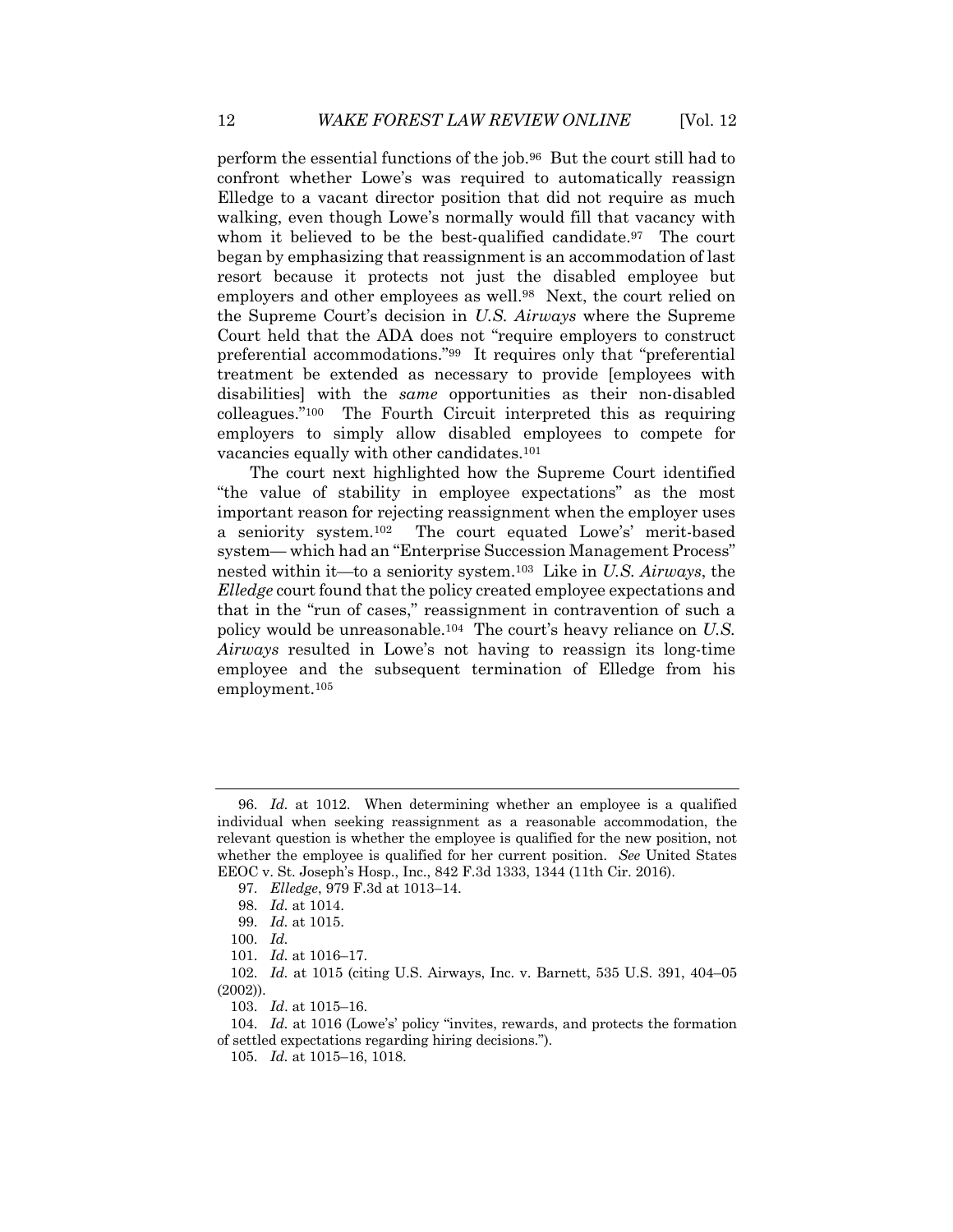perform the essential functions of the job.[96] But the court still had to confront whether Lowe's was required to automatically reassign Elledge to a vacant director position that did not require as much walking, even though Lowe's normally would fill that vacancy with whom it believed to be the best-qualified candidate.[97] The court began by emphasizing that reassignment is an accommodation of last resort because it protects not just the disabled employee but employers and other employees as well.[98] Next, the court relied on the Supreme Court's decision in *U.S. Airways* where the Supreme Court held that the ADA does not "require employers to construct preferential accommodations."[99] It requires only that "preferential treatment be extended as necessary to provide [employees with disabilities] with the *same* opportunities as their non-disabled colleagues."[100] The Fourth Circuit interpreted this as requiring employers to simply allow disabled employees to compete for vacancies equally with other candidates.[101]

The court next highlighted how the Supreme Court identified "the value of stability in employee expectations" as the most important reason for rejecting reassignment when the employer uses a seniority system.[102] The court equated Lowe's' merit-based system— which had an "Enterprise Succession Management Process" nested within it—to a seniority system.[103] Like in *U.S. Airways*, the *Elledge* court found that the policy created employee expectations and that in the "run of cases," reassignment in contravention of such a policy would be unreasonable.[104] The court's heavy reliance on *U.S. Airways* resulted in Lowe's not having to reassign its long-time employee and the subsequent termination of Elledge from his employment.[105]

---

96. *Id.* at 1012. When determining whether an employee is a qualified individual when seeking reassignment as a reasonable accommodation, the relevant question is whether the employee is qualified for the new position, not whether the employee is qualified for her current position. *See* United States EEOC v. St. Joseph's Hosp., Inc., 842 F.3d 1333, 1344 (11th Cir. 2016).

97. *Elledge*, 979 F.3d at 1013–14.

98. *Id.* at 1014.

99. *Id.* at 1015.

100. *Id.*

101. *Id.* at 1016–17.

102. *Id.* at 1015 (citing U.S. Airways, Inc. v. Barnett, 535 U.S. 391, 404–05 (2002)).

103. *Id*. at 1015–16.

104. *Id.* at 1016 (Lowe's' policy "invites, rewards, and protects the formation of settled expectations regarding hiring decisions.").

105. *Id.* at 1015–16, 1018.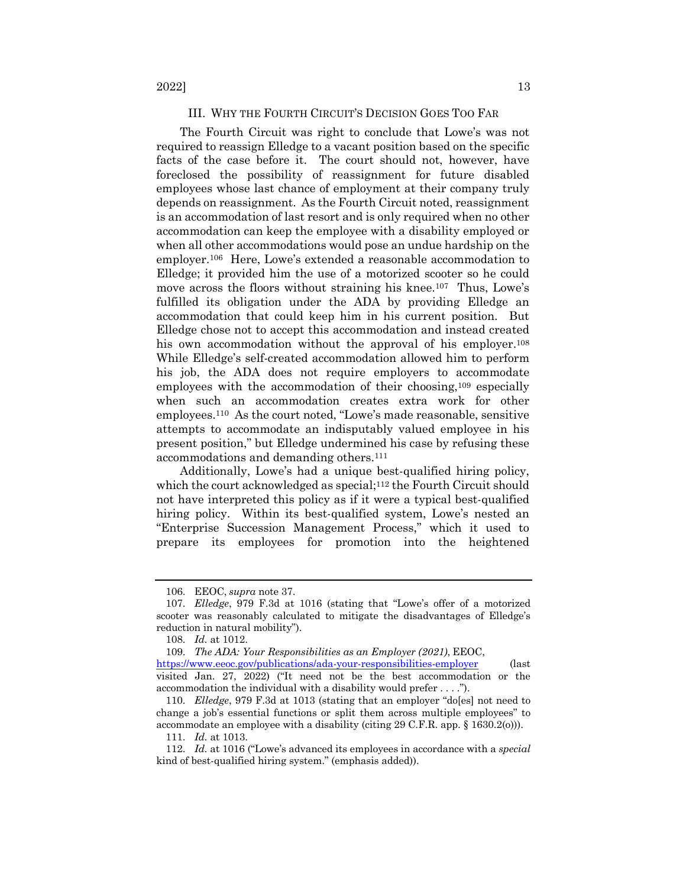## III. WHY THE FOURTH CIRCUIT'S DECISION GOES TOO FAR

The Fourth Circuit was right to conclude that Lowe's was not required to reassign Elledge to a vacant position based on the specific facts of the case before it. The court should not, however, have foreclosed the possibility of reassignment for future disabled employees whose last chance of employment at their company truly depends on reassignment. As the Fourth Circuit noted, reassignment is an accommodation of last resort and is only required when no other accommodation can keep the employee with a disability employed or when all other accommodations would pose an undue hardship on the employer.[106] Here, Lowe's extended a reasonable accommodation to Elledge; it provided him the use of a motorized scooter so he could move across the floors without straining his knee.[107] Thus, Lowe's fulfilled its obligation under the ADA by providing Elledge an accommodation that could keep him in his current position. But Elledge chose not to accept this accommodation and instead created his own accommodation without the approval of his employer.[108] While Elledge's self-created accommodation allowed him to perform his job, the ADA does not require employers to accommodate employees with the accommodation of their choosing,[109] especially when such an accommodation creates extra work for other employees.[110] As the court noted, "Lowe's made reasonable, sensitive attempts to accommodate an indisputably valued employee in his present position," but Elledge undermined his case by refusing these accommodations and demanding others.[111]

Additionally, Lowe's had a unique best-qualified hiring policy, which the court acknowledged as special;[112] the Fourth Circuit should not have interpreted this policy as if it were a typical best-qualified hiring policy. Within its best-qualified system, Lowe's nested an "Enterprise Succession Management Process," which it used to prepare its employees for promotion into the heightened

---

106. EEOC, *supra* note 37.

107. *Elledge*, 979 F.3d at 1016 (stating that "Lowe's offer of a motorized scooter was reasonably calculated to mitigate the disadvantages of Elledge's reduction in natural mobility").

108. *Id.* at 1012.

109. *The ADA: Your Responsibilities as an Employer (2021)*, EEOC, https://www.eeoc.gov/publications/ada-your-responsibilities-employer (last visited Jan. 27, 2022) ("It need not be the best accommodation or the accommodation the individual with a disability would prefer . . . .").

110. *Elledge*, 979 F.3d at 1013 (stating that an employer "do[es] not need to change a job's essential functions or split them across multiple employees" to accommodate an employee with a disability (citing 29 C.F.R. app. § 1630.2(o))).

111. *Id.* at 1013.

112. *Id.* at 1016 ("Lowe's advanced its employees in accordance with a *special* kind of best-qualified hiring system." (emphasis added)).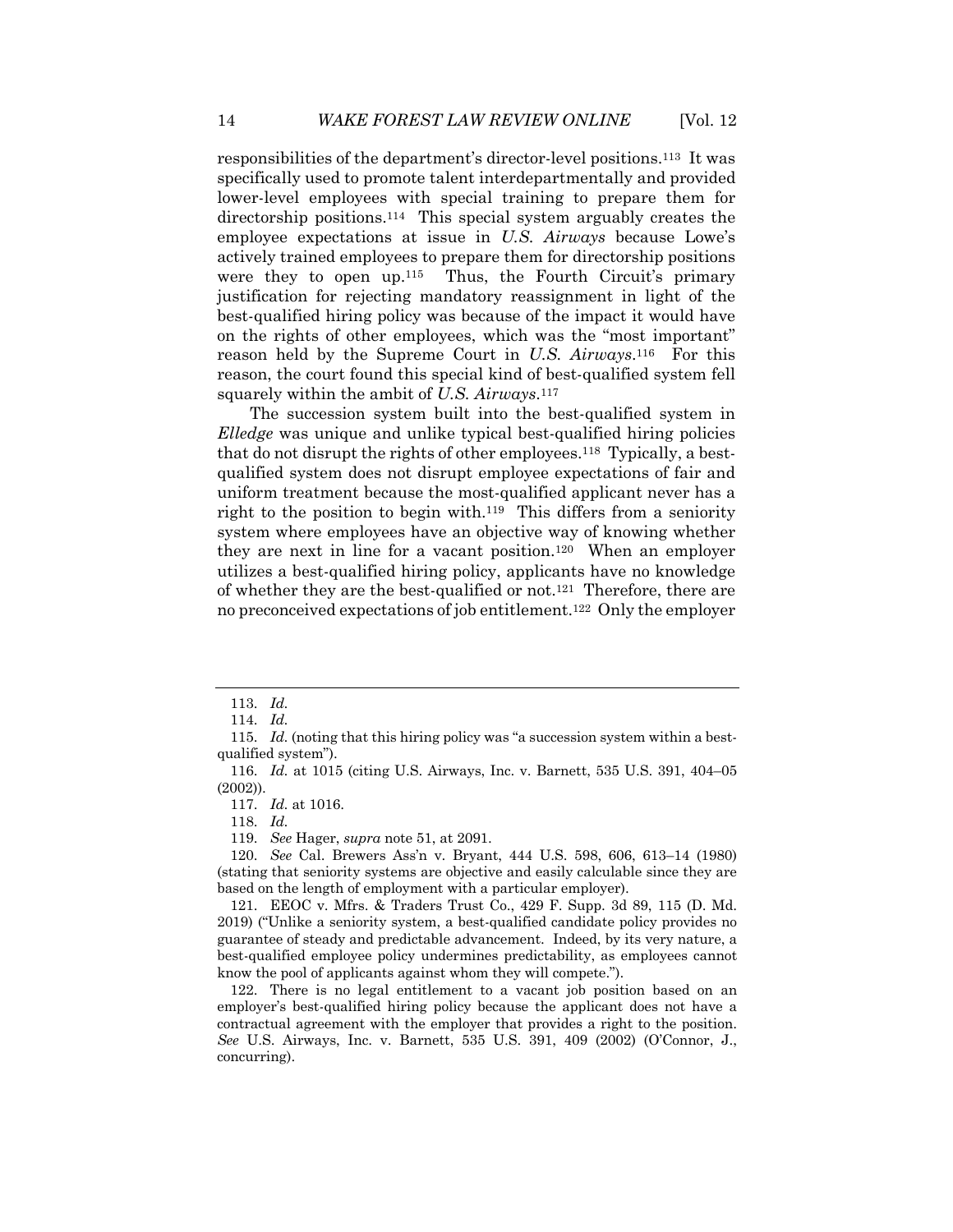responsibilities of the department's director-level positions.[113] It was specifically used to promote talent interdepartmentally and provided lower-level employees with special training to prepare them for directorship positions.[114] This special system arguably creates the employee expectations at issue in *U.S. Airways* because Lowe's actively trained employees to prepare them for directorship positions were they to open up.[115] Thus, the Fourth Circuit's primary justification for rejecting mandatory reassignment in light of the best-qualified hiring policy was because of the impact it would have on the rights of other employees, which was the "most important" reason held by the Supreme Court in *U.S. Airways*.[116] For this reason, the court found this special kind of best-qualified system fell squarely within the ambit of *U.S. Airways*.[117]

The succession system built into the best-qualified system in *Elledge* was unique and unlike typical best-qualified hiring policies that do not disrupt the rights of other employees.[118] Typically, a best-qualified system does not disrupt employee expectations of fair and uniform treatment because the most-qualified applicant never has a right to the position to begin with.[119] This differs from a seniority system where employees have an objective way of knowing whether they are next in line for a vacant position.[120] When an employer utilizes a best-qualified hiring policy, applicants have no knowledge of whether they are the best-qualified or not.[121] Therefore, there are no preconceived expectations of job entitlement.[122] Only the employer

---

113. *Id.*

114. *Id.*

115. *Id.* (noting that this hiring policy was "a succession system within a best-qualified system").

116. *Id.* at 1015 (citing U.S. Airways, Inc. v. Barnett, 535 U.S. 391, 404–05 (2002)).

117. *Id.* at 1016.

118. *Id.*

119. *See* Hager, *supra* note 51, at 2091.

120. *See* Cal. Brewers Ass'n v. Bryant, 444 U.S. 598, 606, 613–14 (1980) (stating that seniority systems are objective and easily calculable since they are based on the length of employment with a particular employer).

121. EEOC v. Mfrs. & Traders Trust Co., 429 F. Supp. 3d 89, 115 (D. Md. 2019) ("Unlike a seniority system, a best-qualified candidate policy provides no guarantee of steady and predictable advancement. Indeed, by its very nature, a best-qualified employee policy undermines predictability, as employees cannot know the pool of applicants against whom they will compete.").

122. There is no legal entitlement to a vacant job position based on an employer's best-qualified hiring policy because the applicant does not have a contractual agreement with the employer that provides a right to the position. *See* U.S. Airways, Inc. v. Barnett, 535 U.S. 391, 409 (2002) (O'Connor, J., concurring).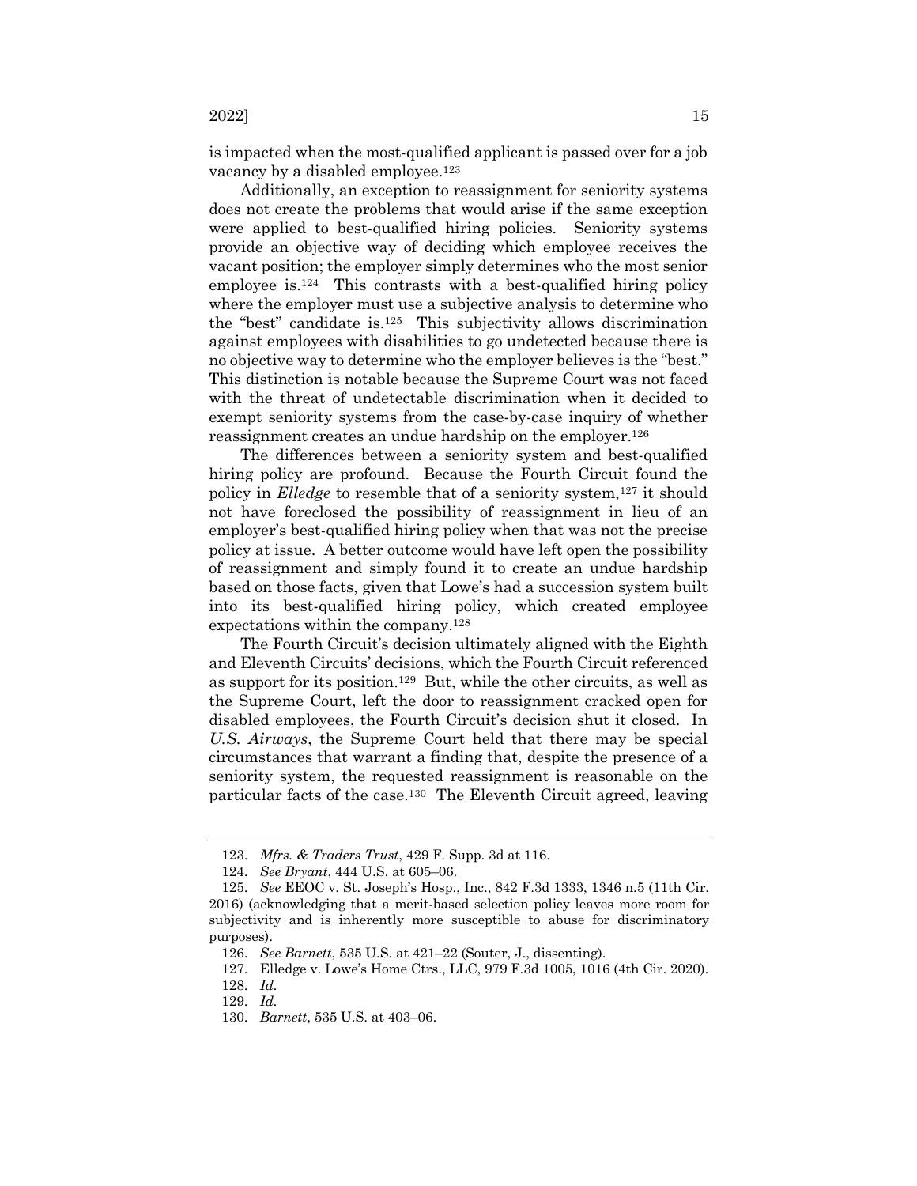is impacted when the most-qualified applicant is passed over for a job vacancy by a disabled employee.[123]

Additionally, an exception to reassignment for seniority systems does not create the problems that would arise if the same exception were applied to best-qualified hiring policies. Seniority systems provide an objective way of deciding which employee receives the vacant position; the employer simply determines who the most senior employee is.[124] This contrasts with a best-qualified hiring policy where the employer must use a subjective analysis to determine who the "best" candidate is.[125] This subjectivity allows discrimination against employees with disabilities to go undetected because there is no objective way to determine who the employer believes is the "best." This distinction is notable because the Supreme Court was not faced with the threat of undetectable discrimination when it decided to exempt seniority systems from the case-by-case inquiry of whether reassignment creates an undue hardship on the employer.[126]

The differences between a seniority system and best-qualified hiring policy are profound. Because the Fourth Circuit found the policy in *Elledge* to resemble that of a seniority system,[127] it should not have foreclosed the possibility of reassignment in lieu of an employer's best-qualified hiring policy when that was not the precise policy at issue. A better outcome would have left open the possibility of reassignment and simply found it to create an undue hardship based on those facts, given that Lowe's had a succession system built into its best-qualified hiring policy, which created employee expectations within the company.[128]

The Fourth Circuit's decision ultimately aligned with the Eighth and Eleventh Circuits' decisions, which the Fourth Circuit referenced as support for its position.[129] But, while the other circuits, as well as the Supreme Court, left the door to reassignment cracked open for disabled employees, the Fourth Circuit's decision shut it closed. In *U.S. Airways*, the Supreme Court held that there may be special circumstances that warrant a finding that, despite the presence of a seniority system, the requested reassignment is reasonable on the particular facts of the case.[130] The Eleventh Circuit agreed, leaving

---

123. *Mfrs. & Traders Trust*, 429 F. Supp. 3d at 116.

124. *See Bryant*, 444 U.S. at 605–06.

125. *See* EEOC v. St. Joseph's Hosp., Inc., 842 F.3d 1333, 1346 n.5 (11th Cir. 2016) (acknowledging that a merit-based selection policy leaves more room for subjectivity and is inherently more susceptible to abuse for discriminatory purposes).

126. *See Barnett*, 535 U.S. at 421–22 (Souter, J., dissenting).

127. Elledge v. Lowe's Home Ctrs., LLC, 979 F.3d 1005, 1016 (4th Cir. 2020).

128. *Id.*

129. *Id.*

130. *Barnett*, 535 U.S. at 403–06.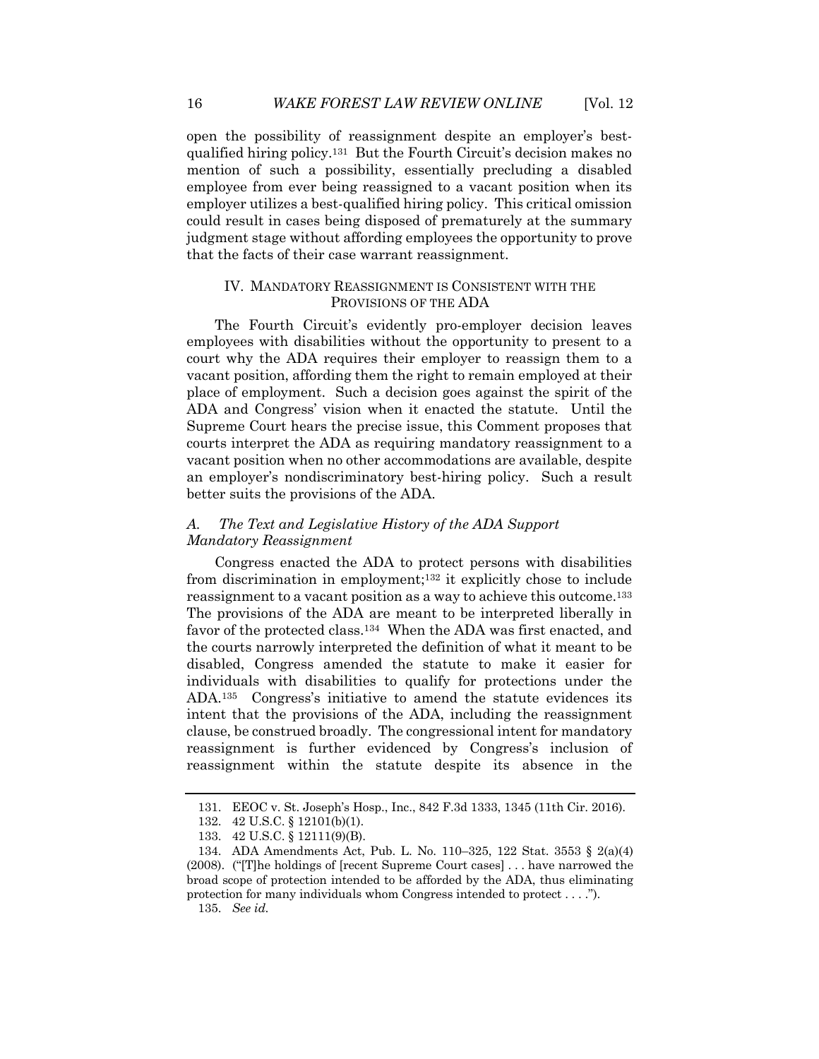open the possibility of reassignment despite an employer's best-qualified hiring policy.[131] But the Fourth Circuit's decision makes no mention of such a possibility, essentially precluding a disabled employee from ever being reassigned to a vacant position when its employer utilizes a best-qualified hiring policy. This critical omission could result in cases being disposed of prematurely at the summary judgment stage without affording employees the opportunity to prove that the facts of their case warrant reassignment.

## IV. MANDATORY REASSIGNMENT IS CONSISTENT WITH THE PROVISIONS OF THE ADA

The Fourth Circuit's evidently pro-employer decision leaves employees with disabilities without the opportunity to present to a court why the ADA requires their employer to reassign them to a vacant position, affording them the right to remain employed at their place of employment. Such a decision goes against the spirit of the ADA and Congress' vision when it enacted the statute. Until the Supreme Court hears the precise issue, this Comment proposes that courts interpret the ADA as requiring mandatory reassignment to a vacant position when no other accommodations are available, despite an employer's nondiscriminatory best-hiring policy. Such a result better suits the provisions of the ADA.

### A. *The Text and Legislative History of the ADA Support Mandatory Reassignment*

Congress enacted the ADA to protect persons with disabilities from discrimination in employment;[132] it explicitly chose to include reassignment to a vacant position as a way to achieve this outcome.[133] The provisions of the ADA are meant to be interpreted liberally in favor of the protected class.[134] When the ADA was first enacted, and the courts narrowly interpreted the definition of what it meant to be disabled, Congress amended the statute to make it easier for individuals with disabilities to qualify for protections under the ADA.[135] Congress's initiative to amend the statute evidences its intent that the provisions of the ADA, including the reassignment clause, be construed broadly. The congressional intent for mandatory reassignment is further evidenced by Congress's inclusion of reassignment within the statute despite its absence in the

---

131. EEOC v. St. Joseph's Hosp., Inc., 842 F.3d 1333, 1345 (11th Cir. 2016).

132. 42 U.S.C. § 12101(b)(1).

133. 42 U.S.C. § 12111(9)(B).

134. ADA Amendments Act, Pub. L. No. 110–325, 122 Stat. 3553 § 2(a)(4) (2008). ("[T]he holdings of [recent Supreme Court cases] . . . have narrowed the broad scope of protection intended to be afforded by the ADA, thus eliminating protection for many individuals whom Congress intended to protect . . . .").

135. *See id.*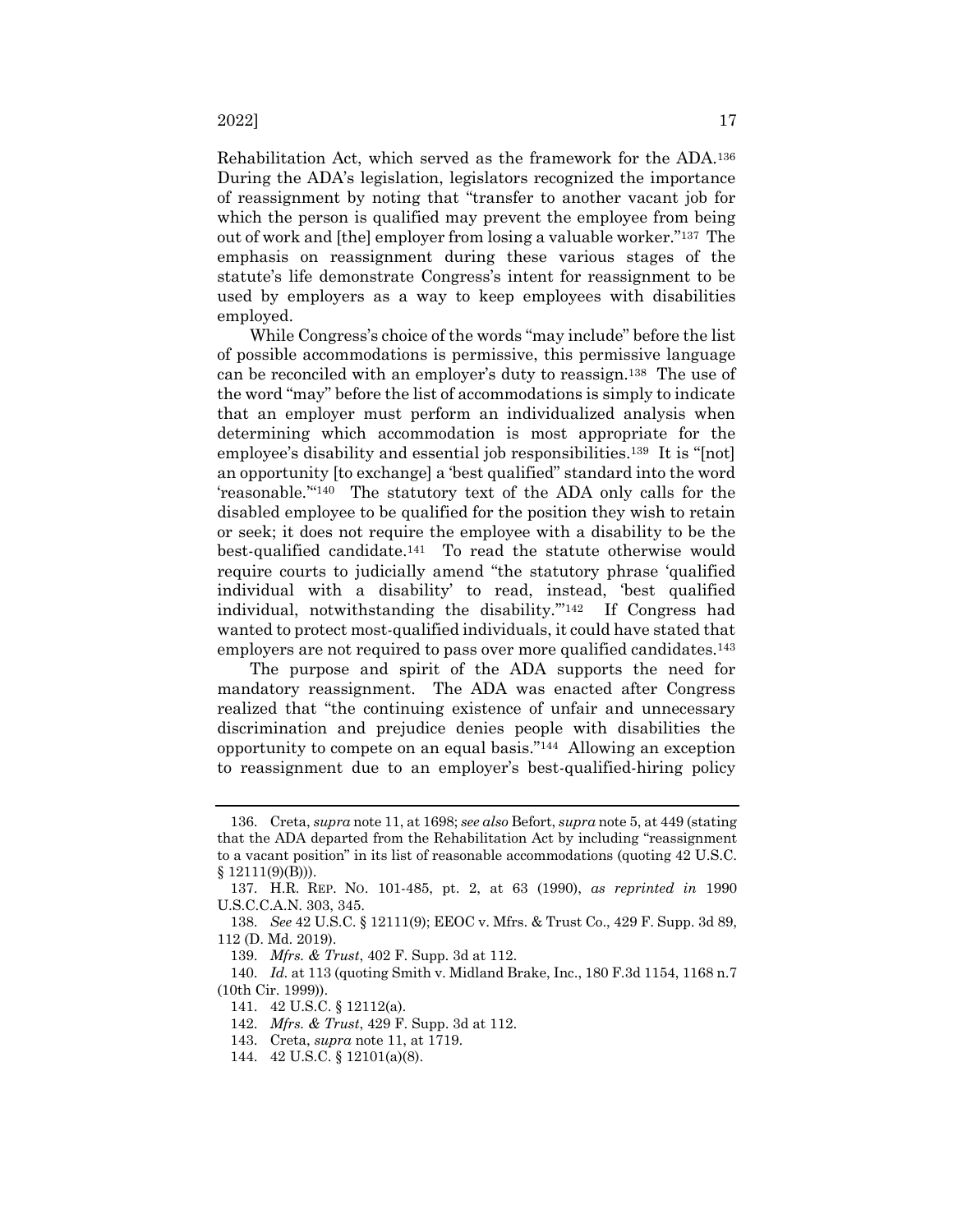Rehabilitation Act, which served as the framework for the ADA.[136] During the ADA's legislation, legislators recognized the importance of reassignment by noting that "transfer to another vacant job for which the person is qualified may prevent the employee from being out of work and [the] employer from losing a valuable worker."[137] The emphasis on reassignment during these various stages of the statute's life demonstrate Congress's intent for reassignment to be used by employers as a way to keep employees with disabilities employed.

While Congress's choice of the words "may include" before the list of possible accommodations is permissive, this permissive language can be reconciled with an employer's duty to reassign.[138] The use of the word "may" before the list of accommodations is simply to indicate that an employer must perform an individualized analysis when determining which accommodation is most appropriate for the employee's disability and essential job responsibilities.[139] It is "[not] an opportunity [to exchange] a 'best qualified" standard into the word 'reasonable.'"[140] The statutory text of the ADA only calls for the disabled employee to be qualified for the position they wish to retain or seek; it does not require the employee with a disability to be the best-qualified candidate.[141] To read the statute otherwise would require courts to judicially amend "the statutory phrase 'qualified individual with a disability' to read, instead, 'best qualified individual, notwithstanding the disability.'"[142] If Congress had wanted to protect most-qualified individuals, it could have stated that employers are not required to pass over more qualified candidates.[143]

The purpose and spirit of the ADA supports the need for mandatory reassignment. The ADA was enacted after Congress realized that "the continuing existence of unfair and unnecessary discrimination and prejudice denies people with disabilities the opportunity to compete on an equal basis."[144] Allowing an exception to reassignment due to an employer's best-qualified-hiring policy

---

136. Creta, *supra* note 11, at 1698; *see also* Befort, *supra* note 5, at 449 (stating that the ADA departed from the Rehabilitation Act by including "reassignment to a vacant position" in its list of reasonable accommodations (quoting 42 U.S.C. § 12111(9)(B))).

137. H.R. REP. NO. 101-485, pt. 2, at 63 (1990), *as reprinted in* 1990 U.S.C.C.A.N. 303, 345.

138. *See* 42 U.S.C. § 12111(9); EEOC v. Mfrs. & Trust Co., 429 F. Supp. 3d 89, 112 (D. Md. 2019).

139. *Mfrs. & Trust*, 402 F. Supp. 3d at 112.

140. *Id.* at 113 (quoting Smith v. Midland Brake, Inc., 180 F.3d 1154, 1168 n.7 (10th Cir. 1999)).

141. 42 U.S.C. § 12112(a).

142. *Mfrs. & Trust*, 429 F. Supp. 3d at 112.

143. Creta, *supra* note 11, at 1719.

144. 42 U.S.C. § 12101(a)(8).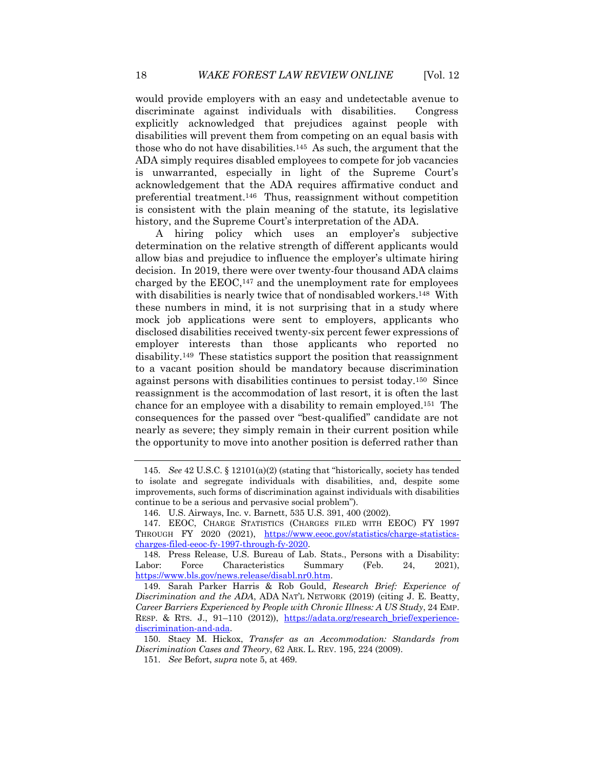would provide employers with an easy and undetectable avenue to discriminate against individuals with disabilities. Congress explicitly acknowledged that prejudices against people with disabilities will prevent them from competing on an equal basis with those who do not have disabilities.[145] As such, the argument that the ADA simply requires disabled employees to compete for job vacancies is unwarranted, especially in light of the Supreme Court's acknowledgement that the ADA requires affirmative conduct and preferential treatment.[146] Thus, reassignment without competition is consistent with the plain meaning of the statute, its legislative history, and the Supreme Court's interpretation of the ADA.

A hiring policy which uses an employer's subjective determination on the relative strength of different applicants would allow bias and prejudice to influence the employer's ultimate hiring decision. In 2019, there were over twenty-four thousand ADA claims charged by the EEOC,[147] and the unemployment rate for employees with disabilities is nearly twice that of nondisabled workers.[148] With these numbers in mind, it is not surprising that in a study where mock job applications were sent to employers, applicants who disclosed disabilities received twenty-six percent fewer expressions of employer interests than those applicants who reported no disability.[149] These statistics support the position that reassignment to a vacant position should be mandatory because discrimination against persons with disabilities continues to persist today.[150] Since reassignment is the accommodation of last resort, it is often the last chance for an employee with a disability to remain employed.[151] The consequences for the passed over "best-qualified" candidate are not nearly as severe; they simply remain in their current position while the opportunity to move into another position is deferred rather than

---

145. *See* 42 U.S.C. § 12101(a)(2) (stating that "historically, society has tended to isolate and segregate individuals with disabilities, and, despite some improvements, such forms of discrimination against individuals with disabilities continue to be a serious and pervasive social problem").

146. U.S. Airways, Inc. v. Barnett, 535 U.S. 391, 400 (2002).

147. EEOC, CHARGE STATISTICS (CHARGES FILED WITH EEOC) FY 1997 THROUGH FY 2020 (2021), https://www.eeoc.gov/statistics/charge-statistics-charges-filed-eeoc-fy-1997-through-fy-2020.

148. Press Release, U.S. Bureau of Lab. Stats., Persons with a Disability: Labor: Force Characteristics Summary (Feb. 24, 2021), https://www.bls.gov/news.release/disabl.nr0.htm.

149. Sarah Parker Harris & Rob Gould, *Research Brief: Experience of Discrimination and the ADA*, ADA NAT'L NETWORK (2019) (citing J. E. Beatty, *Career Barriers Experienced by People with Chronic Illness: A US Study*, 24 EMP. RESP. & RTS. J., 91–110 (2012)), https://adata.org/research_brief/experience-discrimination-and-ada.

150. Stacy M. Hickox, *Transfer as an Accommodation: Standards from Discrimination Cases and Theory*, 62 ARK. L. REV. 195, 224 (2009).

151. *See* Befort, *supra* note 5, at 469.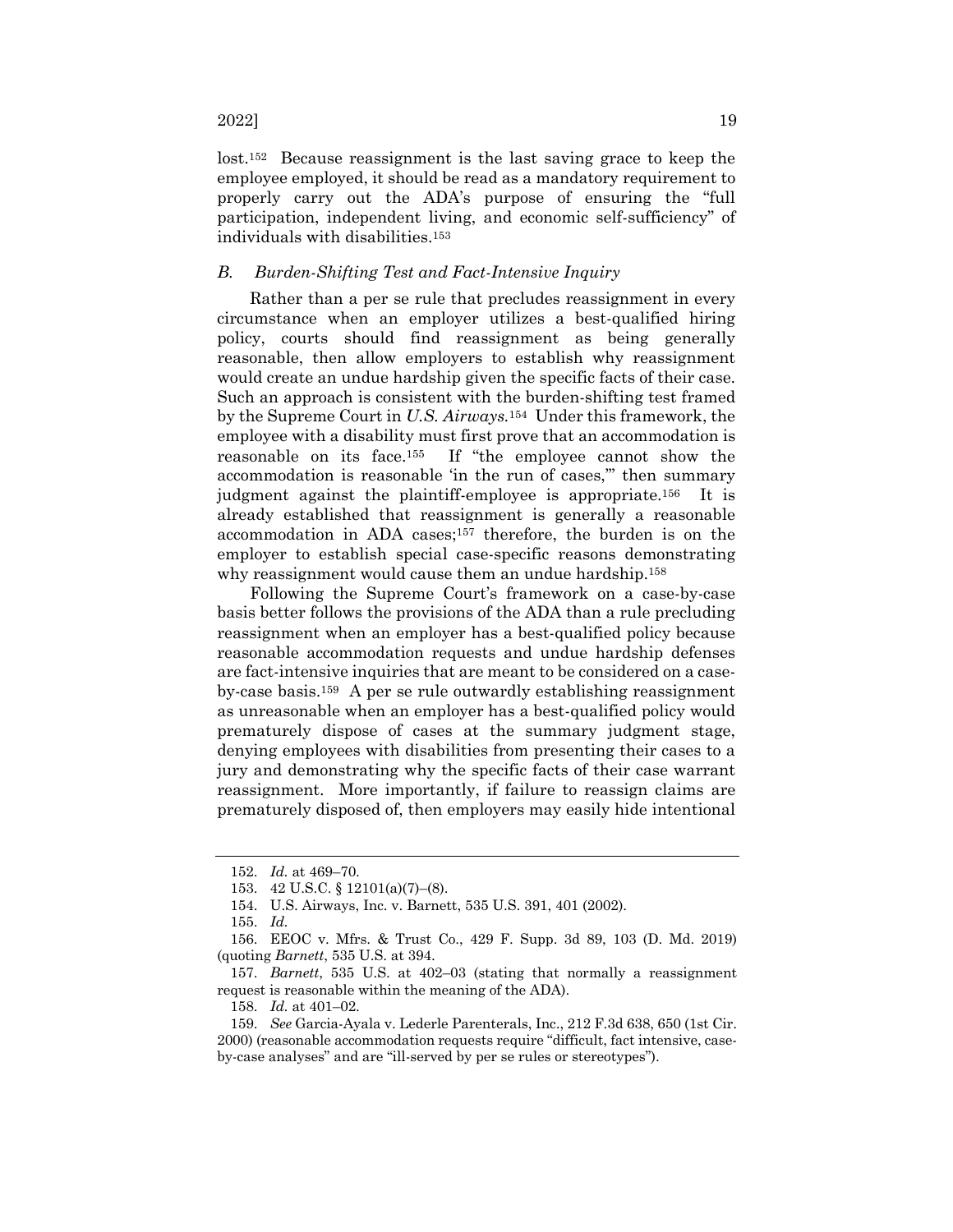lost.[152] Because reassignment is the last saving grace to keep the employee employed, it should be read as a mandatory requirement to properly carry out the ADA's purpose of ensuring the "full participation, independent living, and economic self-sufficiency" of individuals with disabilities.[153]

### *B. Burden-Shifting Test and Fact-Intensive Inquiry*

Rather than a per se rule that precludes reassignment in every circumstance when an employer utilizes a best-qualified hiring policy, courts should find reassignment as being generally reasonable, then allow employers to establish why reassignment would create an undue hardship given the specific facts of their case. Such an approach is consistent with the burden-shifting test framed by the Supreme Court in *U.S. Airways.*[154] Under this framework, the employee with a disability must first prove that an accommodation is reasonable on its face.[155] If "the employee cannot show the accommodation is reasonable 'in the run of cases,'" then summary judgment against the plaintiff-employee is appropriate.[156] It is already established that reassignment is generally a reasonable accommodation in ADA cases;[157] therefore, the burden is on the employer to establish special case-specific reasons demonstrating why reassignment would cause them an undue hardship.[158]

Following the Supreme Court's framework on a case-by-case basis better follows the provisions of the ADA than a rule precluding reassignment when an employer has a best-qualified policy because reasonable accommodation requests and undue hardship defenses are fact-intensive inquiries that are meant to be considered on a case-by-case basis.[159] A per se rule outwardly establishing reassignment as unreasonable when an employer has a best-qualified policy would prematurely dispose of cases at the summary judgment stage, denying employees with disabilities from presenting their cases to a jury and demonstrating why the specific facts of their case warrant reassignment. More importantly, if failure to reassign claims are prematurely disposed of, then employers may easily hide intentional

---

152. *Id.* at 469–70.

153. 42 U.S.C. § 12101(a)(7)–(8).

154. U.S. Airways, Inc. v. Barnett, 535 U.S. 391, 401 (2002).

155. *Id.*

156. EEOC v. Mfrs. & Trust Co., 429 F. Supp. 3d 89, 103 (D. Md. 2019) (quoting *Barnett*, 535 U.S. at 394.

157. *Barnett*, 535 U.S. at 402–03 (stating that normally a reassignment request is reasonable within the meaning of the ADA).

158. *Id.* at 401–02.

159. *See* Garcia-Ayala v. Lederle Parenterals, Inc., 212 F.3d 638, 650 (1st Cir. 2000) (reasonable accommodation requests require "difficult, fact intensive, case-by-case analyses" and are "ill-served by per se rules or stereotypes").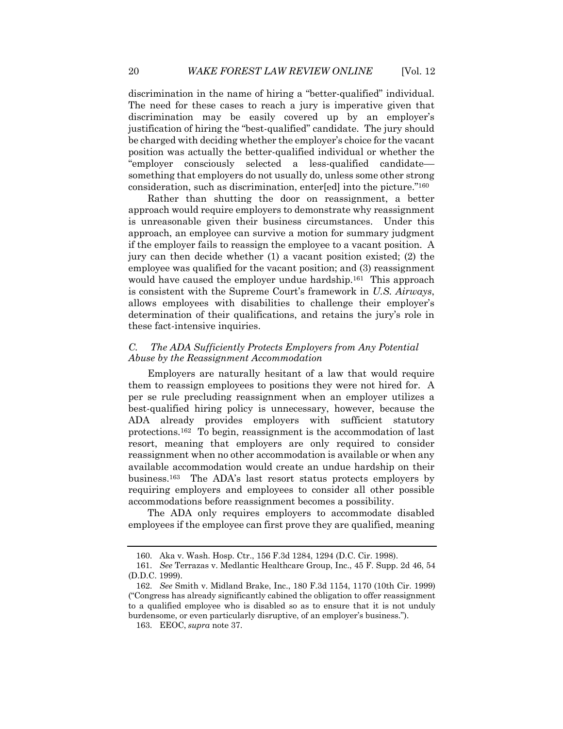discrimination in the name of hiring a "better-qualified" individual. The need for these cases to reach a jury is imperative given that discrimination may be easily covered up by an employer's justification of hiring the "best-qualified" candidate. The jury should be charged with deciding whether the employer's choice for the vacant position was actually the better-qualified individual or whether the "employer consciously selected a less-qualified candidate—something that employers do not usually do, unless some other strong consideration, such as discrimination, enter[ed] into the picture."[160]

Rather than shutting the door on reassignment, a better approach would require employers to demonstrate why reassignment is unreasonable given their business circumstances. Under this approach, an employee can survive a motion for summary judgment if the employer fails to reassign the employee to a vacant position. A jury can then decide whether (1) a vacant position existed; (2) the employee was qualified for the vacant position; and (3) reassignment would have caused the employer undue hardship.[161] This approach is consistent with the Supreme Court's framework in *U.S. Airways*, allows employees with disabilities to challenge their employer's determination of their qualifications, and retains the jury's role in these fact-intensive inquiries.

### *C. The ADA Sufficiently Protects Employers from Any Potential Abuse by the Reassignment Accommodation*

Employers are naturally hesitant of a law that would require them to reassign employees to positions they were not hired for. A per se rule precluding reassignment when an employer utilizes a best-qualified hiring policy is unnecessary, however, because the ADA already provides employers with sufficient statutory protections.[162] To begin, reassignment is the accommodation of last resort, meaning that employers are only required to consider reassignment when no other accommodation is available or when any available accommodation would create an undue hardship on their business.[163] The ADA's last resort status protects employers by requiring employers and employees to consider all other possible accommodations before reassignment becomes a possibility.

The ADA only requires employers to accommodate disabled employees if the employee can first prove they are qualified, meaning

---

160. Aka v. Wash. Hosp. Ctr., 156 F.3d 1284, 1294 (D.C. Cir. 1998).

161. *See* Terrazas v. Medlantic Healthcare Group, Inc., 45 F. Supp. 2d 46, 54 (D.D.C. 1999).

162. *See* Smith v. Midland Brake, Inc., 180 F.3d 1154, 1170 (10th Cir. 1999) ("Congress has already significantly cabined the obligation to offer reassignment to a qualified employee who is disabled so as to ensure that it is not unduly burdensome, or even particularly disruptive, of an employer's business.").

163. EEOC, *supra* note 37.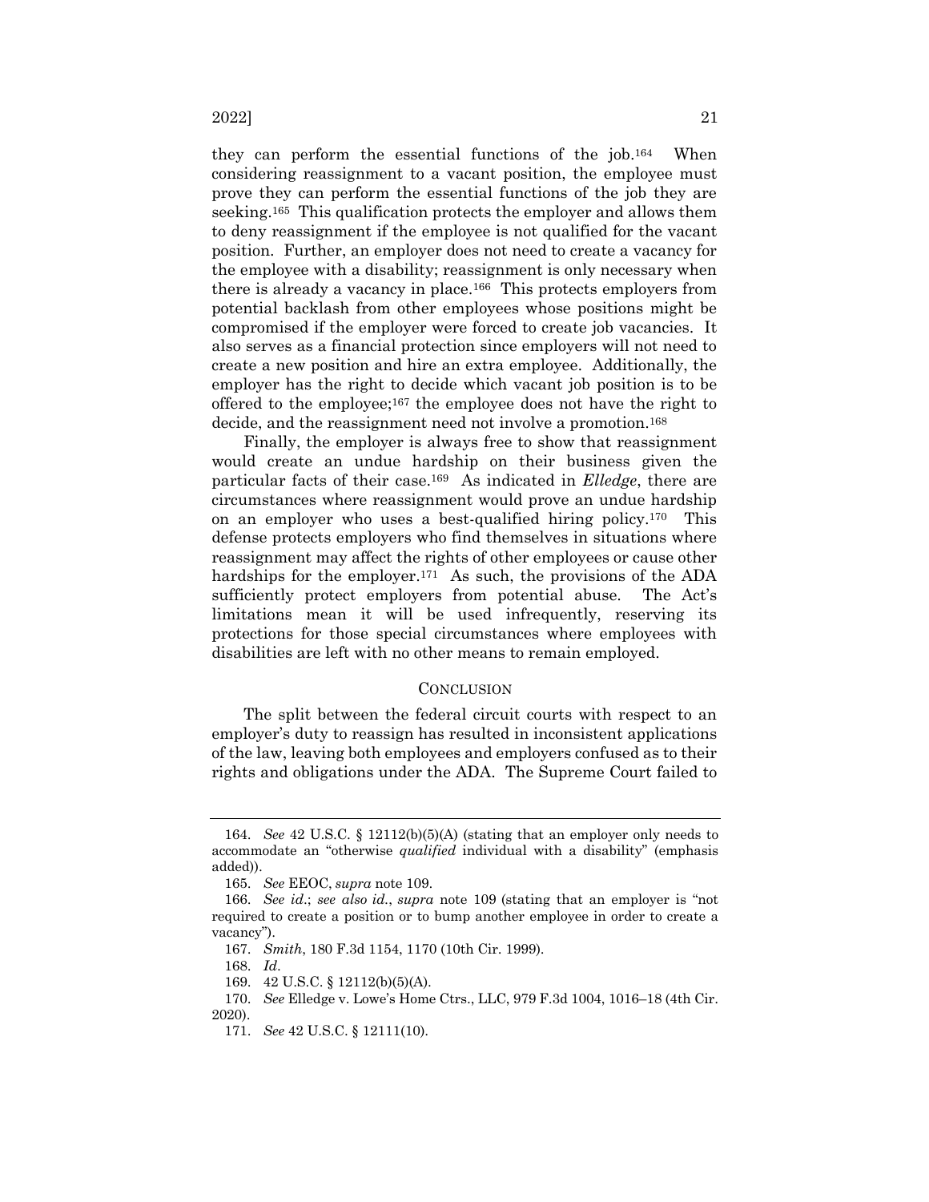they can perform the essential functions of the job.[164] When considering reassignment to a vacant position, the employee must prove they can perform the essential functions of the job they are seeking.[165] This qualification protects the employer and allows them to deny reassignment if the employee is not qualified for the vacant position. Further, an employer does not need to create a vacancy for the employee with a disability; reassignment is only necessary when there is already a vacancy in place.[166] This protects employers from potential backlash from other employees whose positions might be compromised if the employer were forced to create job vacancies. It also serves as a financial protection since employers will not need to create a new position and hire an extra employee. Additionally, the employer has the right to decide which vacant job position is to be offered to the employee;[167] the employee does not have the right to decide, and the reassignment need not involve a promotion.[168]

Finally, the employer is always free to show that reassignment would create an undue hardship on their business given the particular facts of their case.[169] As indicated in *Elledge*, there are circumstances where reassignment would prove an undue hardship on an employer who uses a best-qualified hiring policy.[170] This defense protects employers who find themselves in situations where reassignment may affect the rights of other employees or cause other hardships for the employer.[171] As such, the provisions of the ADA sufficiently protect employers from potential abuse. The Act's limitations mean it will be used infrequently, reserving its protections for those special circumstances where employees with disabilities are left with no other means to remain employed.

## CONCLUSION

The split between the federal circuit courts with respect to an employer's duty to reassign has resulted in inconsistent applications of the law, leaving both employees and employers confused as to their rights and obligations under the ADA. The Supreme Court failed to

---

164. *See* 42 U.S.C. § 12112(b)(5)(A) (stating that an employer only needs to accommodate an "otherwise *qualified* individual with a disability" (emphasis added)).

165. *See* EEOC, *supra* note 109.

166. *See id.*; *see also id.*, *supra* note 109 (stating that an employer is "not required to create a position or to bump another employee in order to create a vacancy").

167. *Smith*, 180 F.3d 1154, 1170 (10th Cir. 1999).

168. *Id*.

169. 42 U.S.C. § 12112(b)(5)(A).

170. *See* Elledge v. Lowe's Home Ctrs., LLC, 979 F.3d 1004, 1016–18 (4th Cir. 2020).

171. *See* 42 U.S.C. § 12111(10).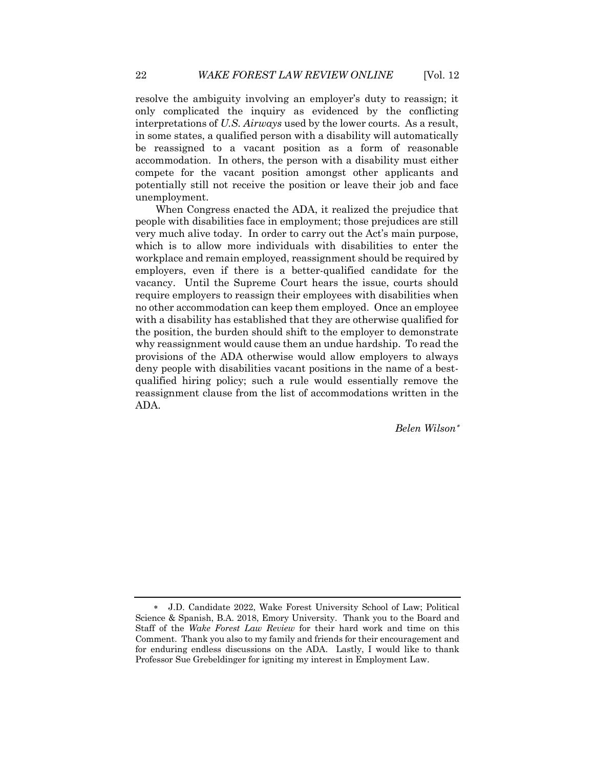resolve the ambiguity involving an employer's duty to reassign; it only complicated the inquiry as evidenced by the conflicting interpretations of *U.S. Airways* used by the lower courts. As a result, in some states, a qualified person with a disability will automatically be reassigned to a vacant position as a form of reasonable accommodation. In others, the person with a disability must either compete for the vacant position amongst other applicants and potentially still not receive the position or leave their job and face unemployment.

When Congress enacted the ADA, it realized the prejudice that people with disabilities face in employment; those prejudices are still very much alive today. In order to carry out the Act's main purpose, which is to allow more individuals with disabilities to enter the workplace and remain employed, reassignment should be required by employers, even if there is a better-qualified candidate for the vacancy. Until the Supreme Court hears the issue, courts should require employers to reassign their employees with disabilities when no other accommodation can keep them employed. Once an employee with a disability has established that they are otherwise qualified for the position, the burden should shift to the employer to demonstrate why reassignment would cause them an undue hardship. To read the provisions of the ADA otherwise would allow employers to always deny people with disabilities vacant positions in the name of a best-qualified hiring policy; such a rule would essentially remove the reassignment clause from the list of accommodations written in the ADA.

*Belen Wilson*[*]

---

\* J.D. Candidate 2022, Wake Forest University School of Law; Political Science & Spanish, B.A. 2018, Emory University. Thank you to the Board and Staff of the *Wake Forest Law Review* for their hard work and time on this Comment. Thank you also to my family and friends for their encouragement and for enduring endless discussions on the ADA. Lastly, I would like to thank Professor Sue Grebeldinger for igniting my interest in Employment Law.